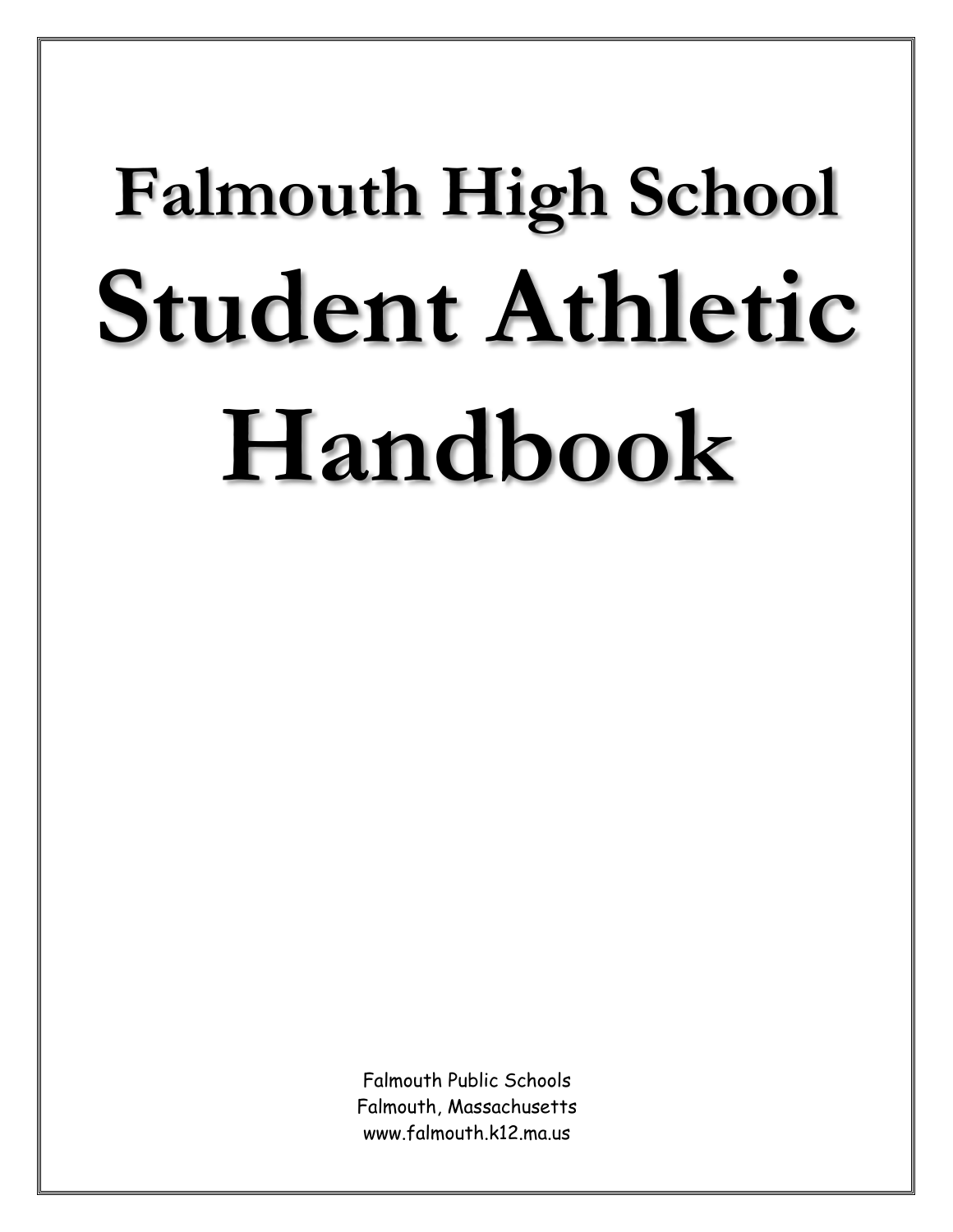# Falmouth High School

# Student Athletic Handbook

Falmouth Public Schools
Falmouth, Massachusetts
www.falmouth.k12.ma.us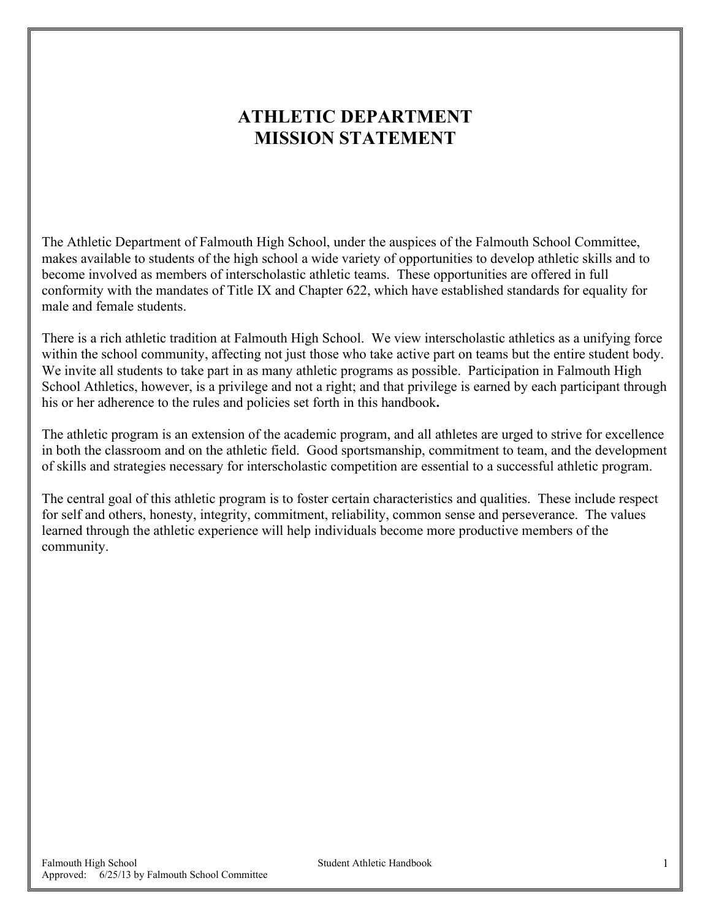# ATHLETIC DEPARTMENT
# MISSION STATEMENT

The Athletic Department of Falmouth High School, under the auspices of the Falmouth School Committee, makes available to students of the high school a wide variety of opportunities to develop athletic skills and to become involved as members of interscholastic athletic teams. These opportunities are offered in full conformity with the mandates of Title IX and Chapter 622, which have established standards for equality for male and female students.

There is a rich athletic tradition at Falmouth High School. We view interscholastic athletics as a unifying force within the school community, affecting not just those who take active part on teams but the entire student body. We invite all students to take part in as many athletic programs as possible. Participation in Falmouth High School Athletics, however, is a privilege and not a right; and that privilege is earned by each participant through his or her adherence to the rules and policies set forth in this handbook**.**

The athletic program is an extension of the academic program, and all athletes are urged to strive for excellence in both the classroom and on the athletic field. Good sportsmanship, commitment to team, and the development of skills and strategies necessary for interscholastic competition are essential to a successful athletic program.

The central goal of this athletic program is to foster certain characteristics and qualities. These include respect for self and others, honesty, integrity, commitment, reliability, common sense and perseverance. The values learned through the athletic experience will help individuals become more productive members of the community.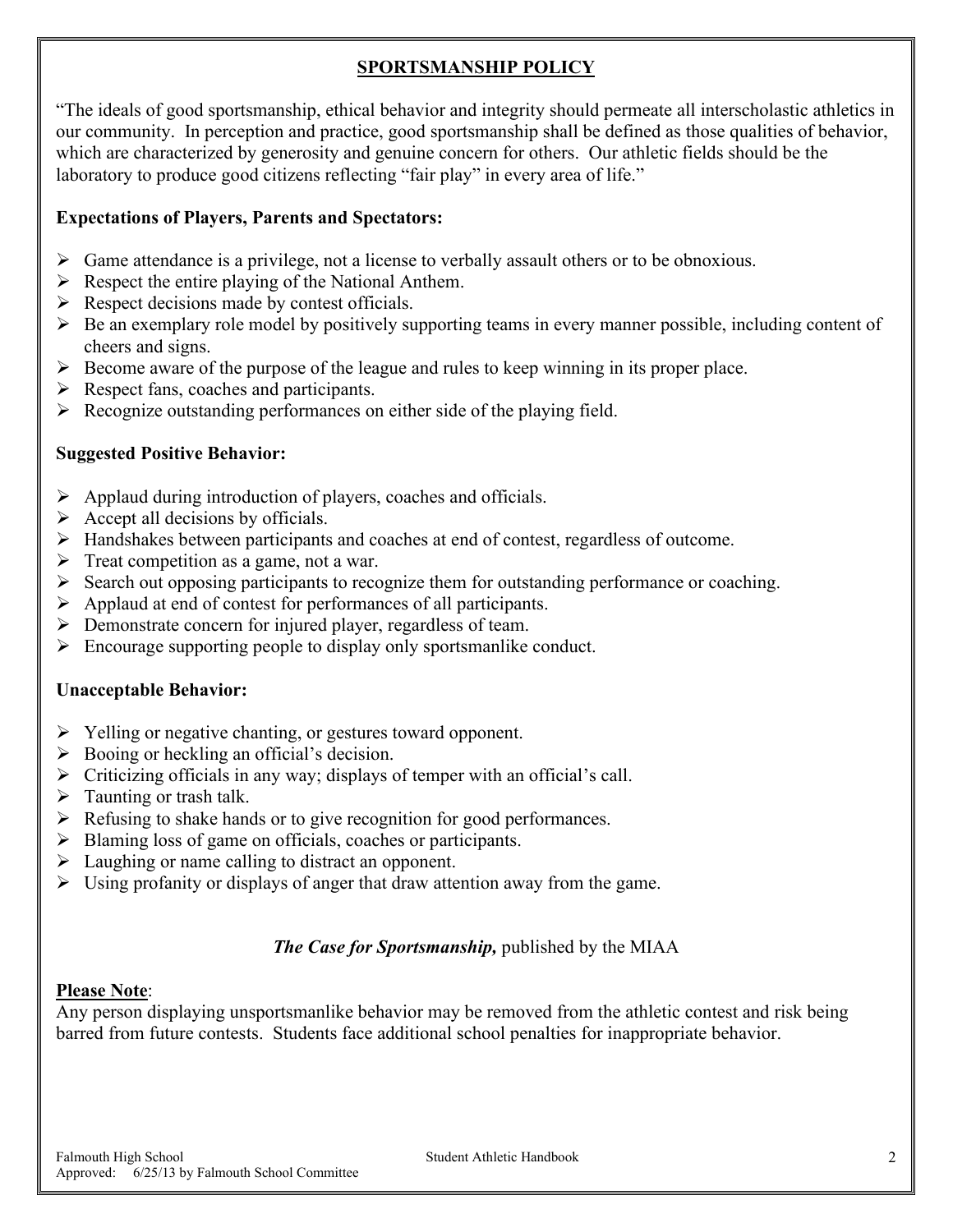## SPORTSMANSHIP POLICY

"The ideals of good sportsmanship, ethical behavior and integrity should permeate all interscholastic athletics in our community. In perception and practice, good sportsmanship shall be defined as those qualities of behavior, which are characterized by generosity and genuine concern for others. Our athletic fields should be the laboratory to produce good citizens reflecting "fair play" in every area of life."

### Expectations of Players, Parents and Spectators:

- Game attendance is a privilege, not a license to verbally assault others or to be obnoxious.
- Respect the entire playing of the National Anthem.
- Respect decisions made by contest officials.
- Be an exemplary role model by positively supporting teams in every manner possible, including content of cheers and signs.
- Become aware of the purpose of the league and rules to keep winning in its proper place.
- Respect fans, coaches and participants.
- Recognize outstanding performances on either side of the playing field.

### Suggested Positive Behavior:

- Applaud during introduction of players, coaches and officials.
- Accept all decisions by officials.
- Handshakes between participants and coaches at end of contest, regardless of outcome.
- Treat competition as a game, not a war.
- Search out opposing participants to recognize them for outstanding performance or coaching.
- Applaud at end of contest for performances of all participants.
- Demonstrate concern for injured player, regardless of team.
- Encourage supporting people to display only sportsmanlike conduct.

### Unacceptable Behavior:

- Yelling or negative chanting, or gestures toward opponent.
- Booing or heckling an official's decision.
- Criticizing officials in any way; displays of temper with an official's call.
- Taunting or trash talk.
- Refusing to shake hands or to give recognition for good performances.
- Blaming loss of game on officials, coaches or participants.
- Laughing or name calling to distract an opponent.
- Using profanity or displays of anger that draw attention away from the game.

***The Case for Sportsmanship,*** published by the MIAA

**Please Note**:
Any person displaying unsportsmanlike behavior may be removed from the athletic contest and risk being barred from future contests. Students face additional school penalties for inappropriate behavior.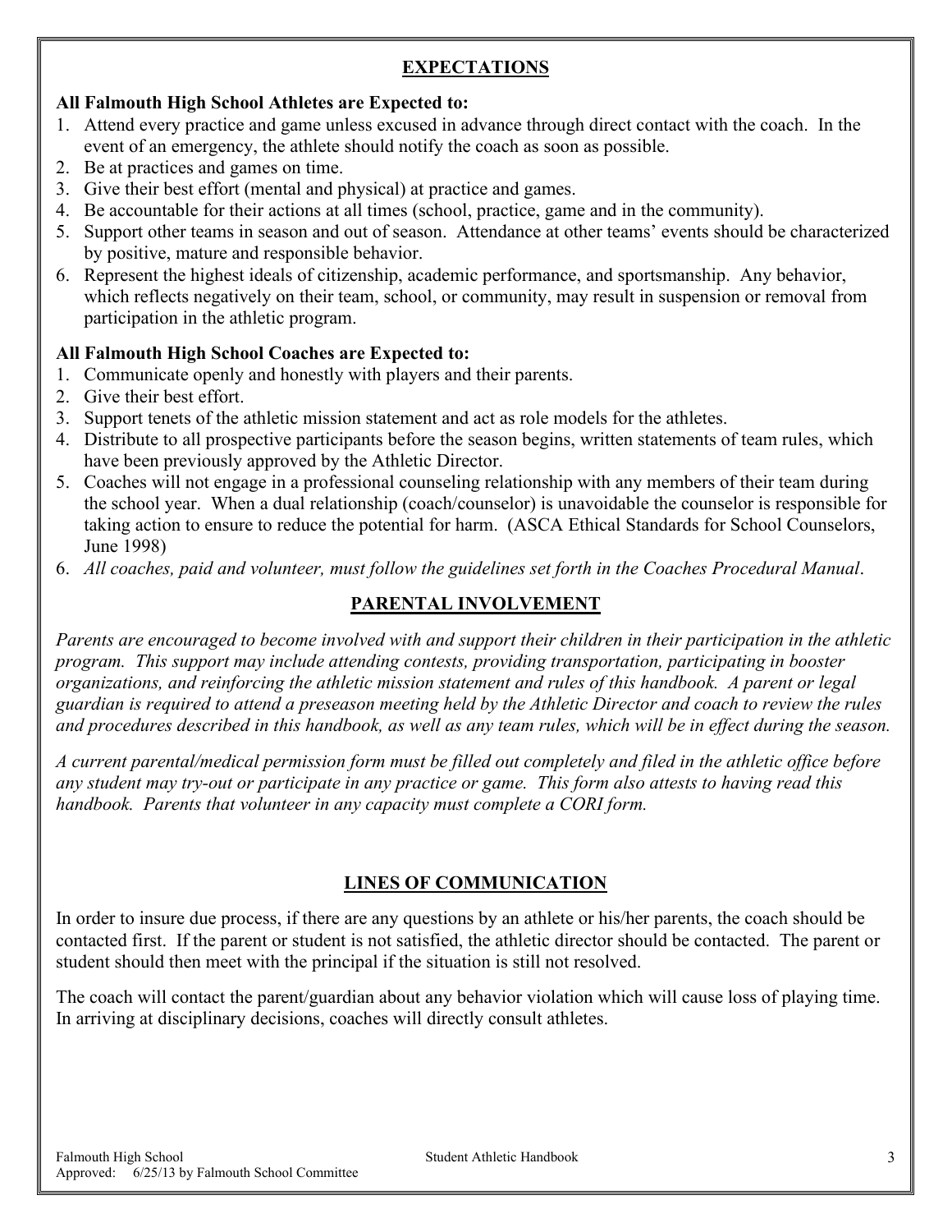## EXPECTATIONS

**All Falmouth High School Athletes are Expected to:**

1. Attend every practice and game unless excused in advance through direct contact with the coach. In the event of an emergency, the athlete should notify the coach as soon as possible.
2. Be at practices and games on time.
3. Give their best effort (mental and physical) at practice and games.
4. Be accountable for their actions at all times (school, practice, game and in the community).
5. Support other teams in season and out of season. Attendance at other teams' events should be characterized by positive, mature and responsible behavior.
6. Represent the highest ideals of citizenship, academic performance, and sportsmanship. Any behavior, which reflects negatively on their team, school, or community, may result in suspension or removal from participation in the athletic program.

**All Falmouth High School Coaches are Expected to:**

1. Communicate openly and honestly with players and their parents.
2. Give their best effort.
3. Support tenets of the athletic mission statement and act as role models for the athletes.
4. Distribute to all prospective participants before the season begins, written statements of team rules, which have been previously approved by the Athletic Director.
5. Coaches will not engage in a professional counseling relationship with any members of their team during the school year. When a dual relationship (coach/counselor) is unavoidable the counselor is responsible for taking action to ensure to reduce the potential for harm. (ASCA Ethical Standards for School Counselors, June 1998)
6. *All coaches, paid and volunteer, must follow the guidelines set forth in the Coaches Procedural Manual*.

## PARENTAL INVOLVEMENT

*Parents are encouraged to become involved with and support their children in their participation in the athletic program. This support may include attending contests, providing transportation, participating in booster organizations, and reinforcing the athletic mission statement and rules of this handbook. A parent or legal guardian is required to attend a preseason meeting held by the Athletic Director and coach to review the rules and procedures described in this handbook, as well as any team rules, which will be in effect during the season.*

*A current parental/medical permission form must be filled out completely and filed in the athletic office before any student may try-out or participate in any practice or game. This form also attests to having read this handbook. Parents that volunteer in any capacity must complete a CORI form.*

## LINES OF COMMUNICATION

In order to insure due process, if there are any questions by an athlete or his/her parents, the coach should be contacted first. If the parent or student is not satisfied, the athletic director should be contacted. The parent or student should then meet with the principal if the situation is still not resolved.

The coach will contact the parent/guardian about any behavior violation which will cause loss of playing time. In arriving at disciplinary decisions, coaches will directly consult athletes.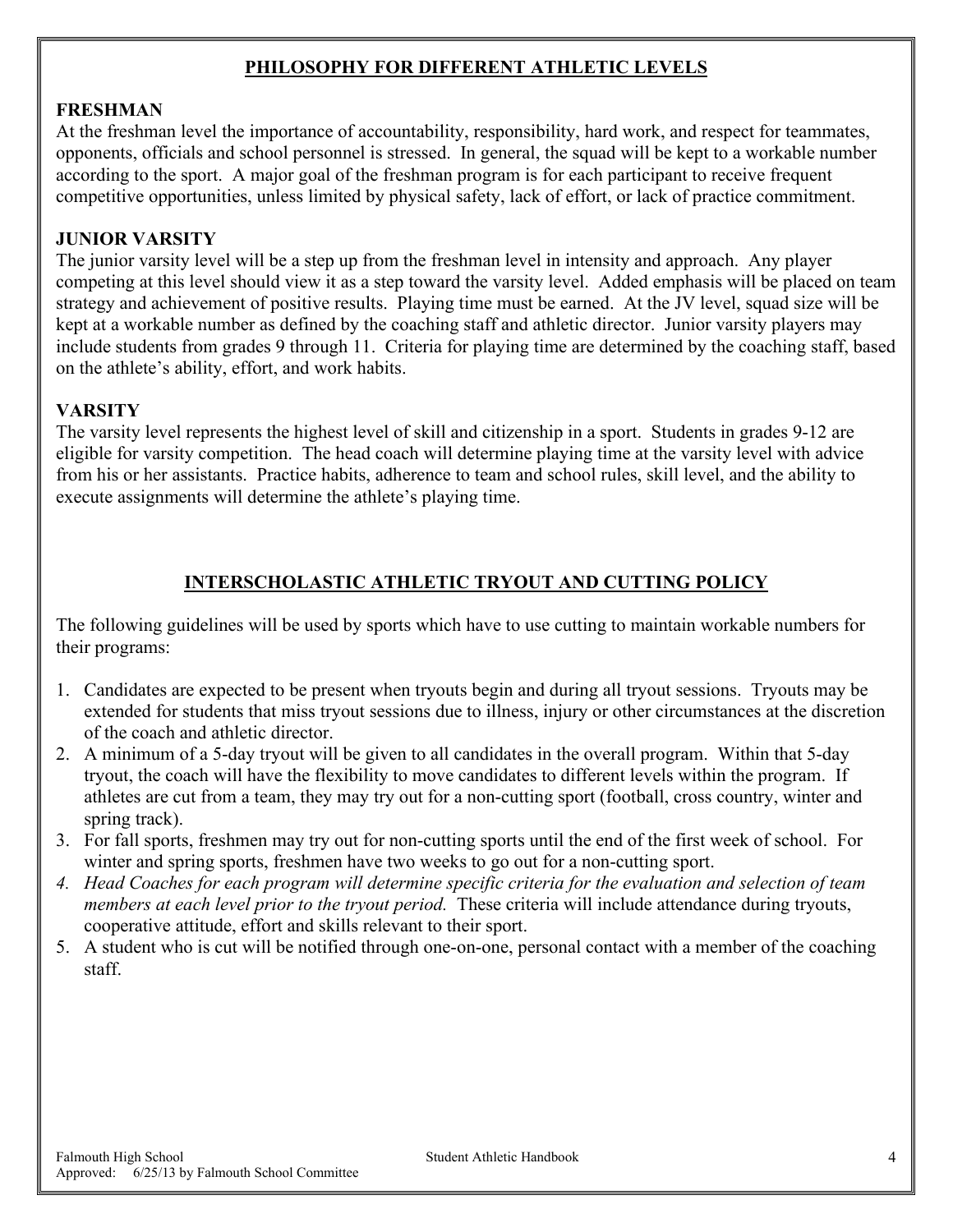## PHILOSOPHY FOR DIFFERENT ATHLETIC LEVELS

### FRESHMAN

At the freshman level the importance of accountability, responsibility, hard work, and respect for teammates, opponents, officials and school personnel is stressed. In general, the squad will be kept to a workable number according to the sport. A major goal of the freshman program is for each participant to receive frequent competitive opportunities, unless limited by physical safety, lack of effort, or lack of practice commitment.

### JUNIOR VARSITY

The junior varsity level will be a step up from the freshman level in intensity and approach. Any player competing at this level should view it as a step toward the varsity level. Added emphasis will be placed on team strategy and achievement of positive results. Playing time must be earned. At the JV level, squad size will be kept at a workable number as defined by the coaching staff and athletic director. Junior varsity players may include students from grades 9 through 11. Criteria for playing time are determined by the coaching staff, based on the athlete's ability, effort, and work habits.

### VARSITY

The varsity level represents the highest level of skill and citizenship in a sport. Students in grades 9-12 are eligible for varsity competition. The head coach will determine playing time at the varsity level with advice from his or her assistants. Practice habits, adherence to team and school rules, skill level, and the ability to execute assignments will determine the athlete's playing time.

## INTERSCHOLASTIC ATHLETIC TRYOUT AND CUTTING POLICY

The following guidelines will be used by sports which have to use cutting to maintain workable numbers for their programs:

1. Candidates are expected to be present when tryouts begin and during all tryout sessions. Tryouts may be extended for students that miss tryout sessions due to illness, injury or other circumstances at the discretion of the coach and athletic director.
2. A minimum of a 5-day tryout will be given to all candidates in the overall program. Within that 5-day tryout, the coach will have the flexibility to move candidates to different levels within the program. If athletes are cut from a team, they may try out for a non-cutting sport (football, cross country, winter and spring track).
3. For fall sports, freshmen may try out for non-cutting sports until the end of the first week of school. For winter and spring sports, freshmen have two weeks to go out for a non-cutting sport.
4. *Head Coaches for each program will determine specific criteria for the evaluation and selection of team members at each level prior to the tryout period.* These criteria will include attendance during tryouts, cooperative attitude, effort and skills relevant to their sport.
5. A student who is cut will be notified through one-on-one, personal contact with a member of the coaching staff.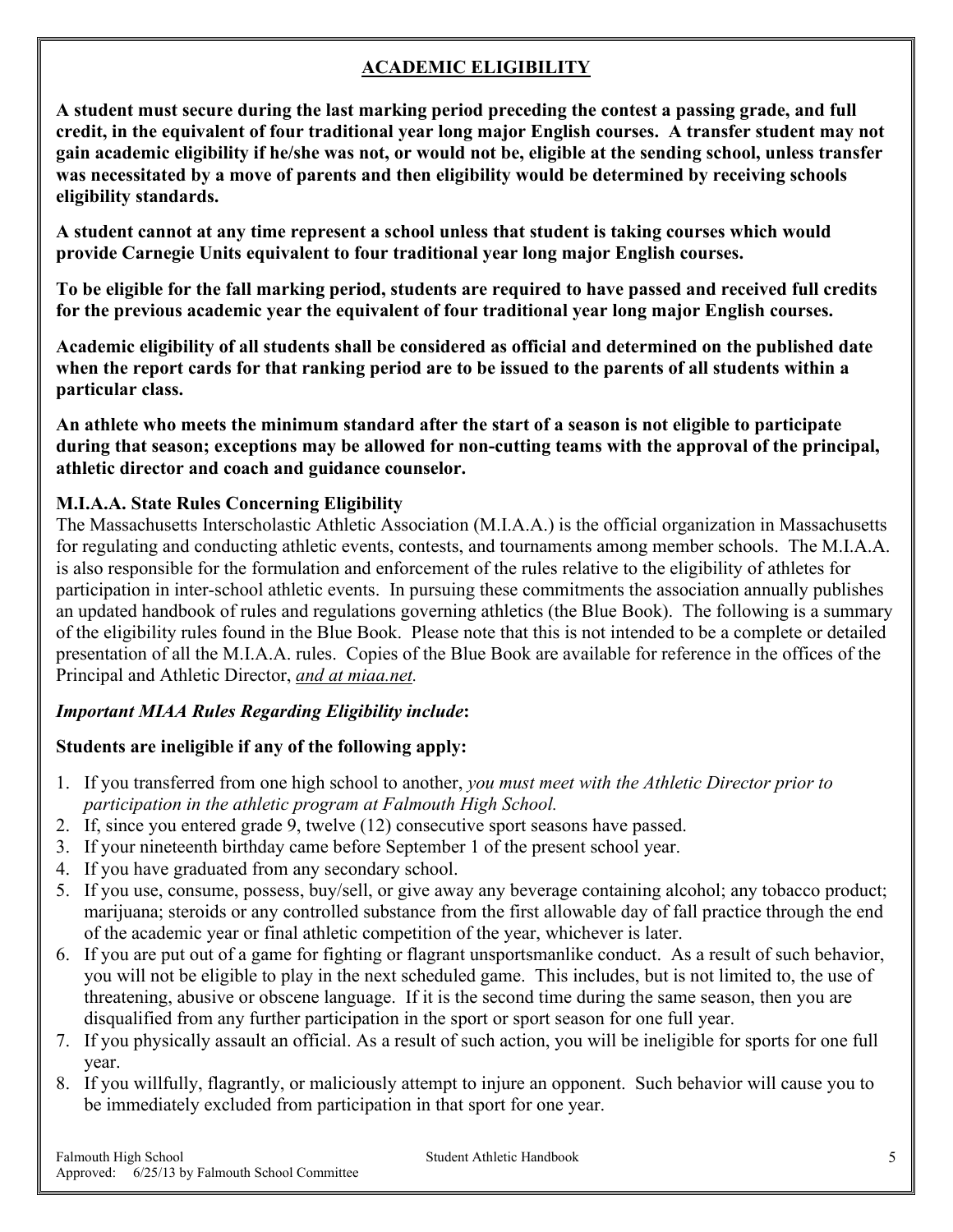## ACADEMIC ELIGIBILITY

**A student must secure during the last marking period preceding the contest a passing grade, and full credit, in the equivalent of four traditional year long major English courses. A transfer student may not gain academic eligibility if he/she was not, or would not be, eligible at the sending school, unless transfer was necessitated by a move of parents and then eligibility would be determined by receiving schools eligibility standards.**

**A student cannot at any time represent a school unless that student is taking courses which would provide Carnegie Units equivalent to four traditional year long major English courses.**

**To be eligible for the fall marking period, students are required to have passed and received full credits for the previous academic year the equivalent of four traditional year long major English courses.**

**Academic eligibility of all students shall be considered as official and determined on the published date when the report cards for that ranking period are to be issued to the parents of all students within a particular class.**

**An athlete who meets the minimum standard after the start of a season is not eligible to participate during that season; exceptions may be allowed for non-cutting teams with the approval of the principal, athletic director and coach and guidance counselor.**

### M.I.A.A. State Rules Concerning Eligibility

The Massachusetts Interscholastic Athletic Association (M.I.A.A.) is the official organization in Massachusetts for regulating and conducting athletic events, contests, and tournaments among member schools. The M.I.A.A. is also responsible for the formulation and enforcement of the rules relative to the eligibility of athletes for participation in inter-school athletic events. In pursuing these commitments the association annually publishes an updated handbook of rules and regulations governing athletics (the Blue Book). The following is a summary of the eligibility rules found in the Blue Book. Please note that this is not intended to be a complete or detailed presentation of all the M.I.A.A. rules. Copies of the Blue Book are available for reference in the offices of the Principal and Athletic Director, *and at miaa.net.*

***Important MIAA Rules Regarding Eligibility include*:**

**Students are ineligible if any of the following apply:**

1. If you transferred from one high school to another, *you must meet with the Athletic Director prior to participation in the athletic program at Falmouth High School.*
2. If, since you entered grade 9, twelve (12) consecutive sport seasons have passed.
3. If your nineteenth birthday came before September 1 of the present school year.
4. If you have graduated from any secondary school.
5. If you use, consume, possess, buy/sell, or give away any beverage containing alcohol; any tobacco product; marijuana; steroids or any controlled substance from the first allowable day of fall practice through the end of the academic year or final athletic competition of the year, whichever is later.
6. If you are put out of a game for fighting or flagrant unsportsmanlike conduct. As a result of such behavior, you will not be eligible to play in the next scheduled game. This includes, but is not limited to, the use of threatening, abusive or obscene language. If it is the second time during the same season, then you are disqualified from any further participation in the sport or sport season for one full year.
7. If you physically assault an official. As a result of such action, you will be ineligible for sports for one full year.
8. If you willfully, flagrantly, or maliciously attempt to injure an opponent. Such behavior will cause you to be immediately excluded from participation in that sport for one year.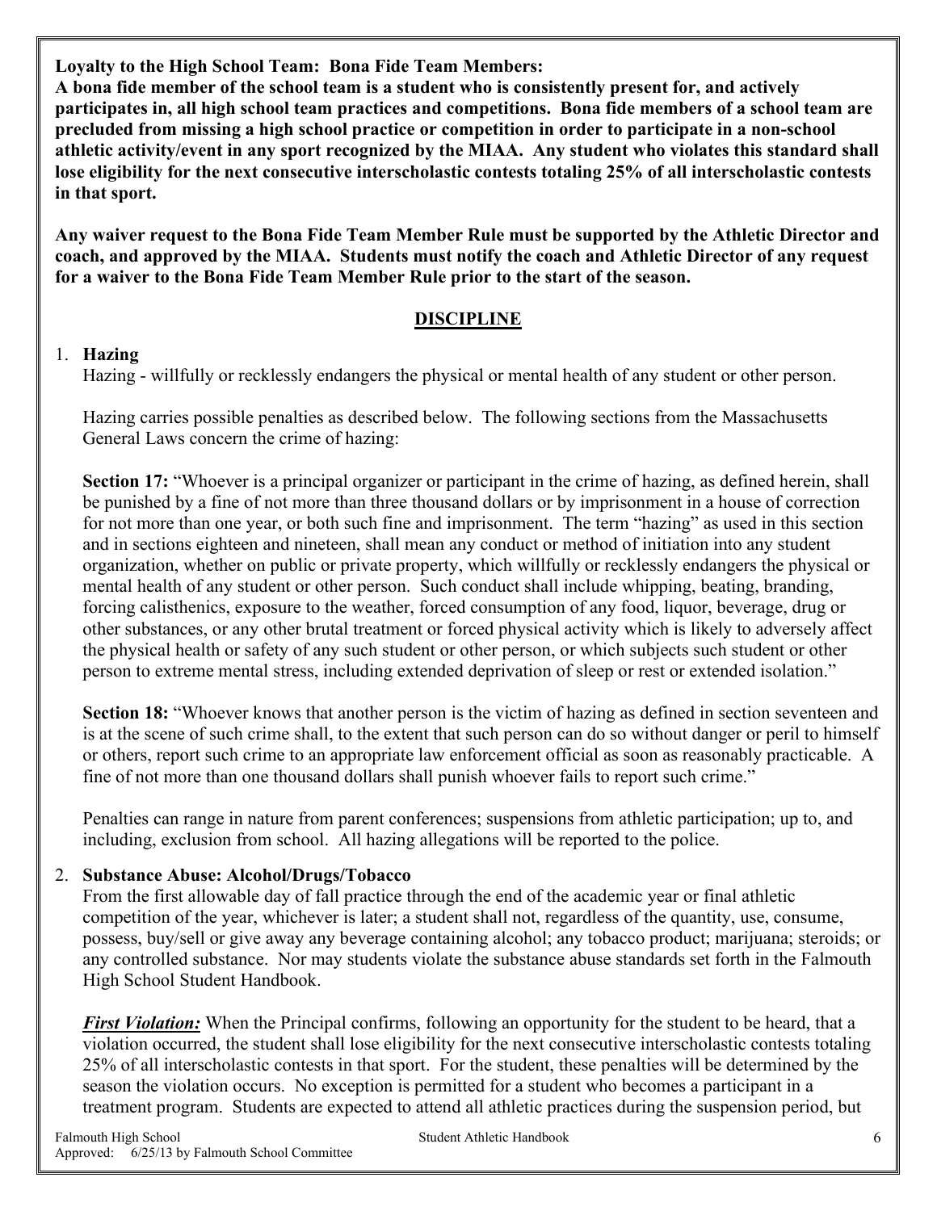**Loyalty to the High School Team: Bona Fide Team Members:**
**A bona fide member of the school team is a student who is consistently present for, and actively participates in, all high school team practices and competitions. Bona fide members of a school team are precluded from missing a high school practice or competition in order to participate in a non-school athletic activity/event in any sport recognized by the MIAA. Any student who violates this standard shall lose eligibility for the next consecutive interscholastic contests totaling 25% of all interscholastic contests in that sport.**

**Any waiver request to the Bona Fide Team Member Rule must be supported by the Athletic Director and coach, and approved by the MIAA. Students must notify the coach and Athletic Director of any request for a waiver to the Bona Fide Team Member Rule prior to the start of the season.**

## DISCIPLINE

1. **Hazing**

   Hazing - willfully or recklessly endangers the physical or mental health of any student or other person.

   Hazing carries possible penalties as described below. The following sections from the Massachusetts General Laws concern the crime of hazing:

   **Section 17:** "Whoever is a principal organizer or participant in the crime of hazing, as defined herein, shall be punished by a fine of not more than three thousand dollars or by imprisonment in a house of correction for not more than one year, or both such fine and imprisonment. The term "hazing" as used in this section and in sections eighteen and nineteen, shall mean any conduct or method of initiation into any student organization, whether on public or private property, which willfully or recklessly endangers the physical or mental health of any student or other person. Such conduct shall include whipping, beating, branding, forcing calisthenics, exposure to the weather, forced consumption of any food, liquor, beverage, drug or other substances, or any other brutal treatment or forced physical activity which is likely to adversely affect the physical health or safety of any such student or other person, or which subjects such student or other person to extreme mental stress, including extended deprivation of sleep or rest or extended isolation."

   **Section 18:** "Whoever knows that another person is the victim of hazing as defined in section seventeen and is at the scene of such crime shall, to the extent that such person can do so without danger or peril to himself or others, report such crime to an appropriate law enforcement official as soon as reasonably practicable. A fine of not more than one thousand dollars shall punish whoever fails to report such crime."

   Penalties can range in nature from parent conferences; suspensions from athletic participation; up to, and including, exclusion from school. All hazing allegations will be reported to the police.

2. **Substance Abuse: Alcohol/Drugs/Tobacco**

   From the first allowable day of fall practice through the end of the academic year or final athletic competition of the year, whichever is later; a student shall not, regardless of the quantity, use, consume, possess, buy/sell or give away any beverage containing alcohol; any tobacco product; marijuana; steroids; or any controlled substance. Nor may students violate the substance abuse standards set forth in the Falmouth High School Student Handbook.

   ***First Violation:*** When the Principal confirms, following an opportunity for the student to be heard, that a violation occurred, the student shall lose eligibility for the next consecutive interscholastic contests totaling 25% of all interscholastic contests in that sport. For the student, these penalties will be determined by the season the violation occurs. No exception is permitted for a student who becomes a participant in a treatment program. Students are expected to attend all athletic practices during the suspension period, but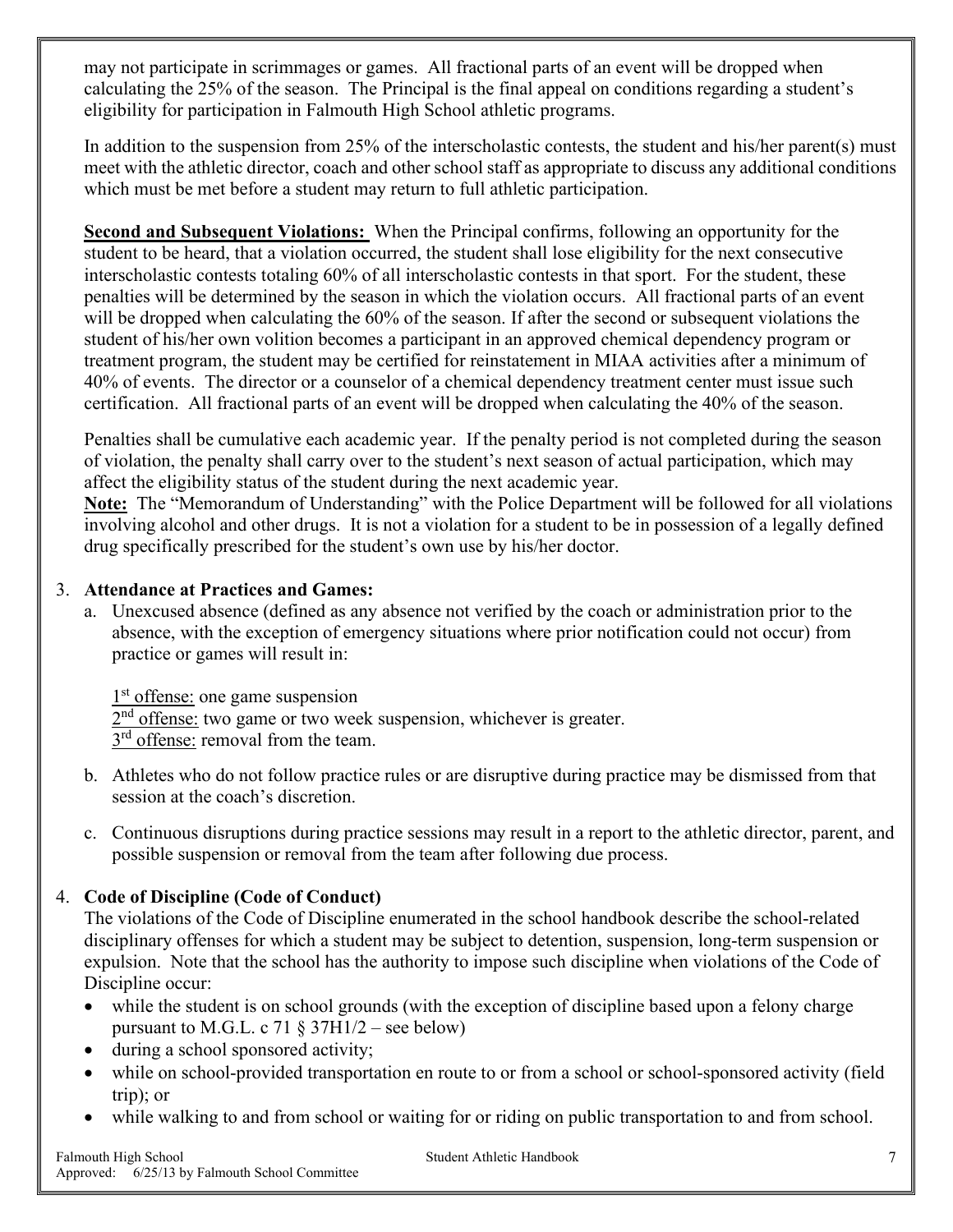may not participate in scrimmages or games. All fractional parts of an event will be dropped when calculating the 25% of the season. The Principal is the final appeal on conditions regarding a student's eligibility for participation in Falmouth High School athletic programs.

In addition to the suspension from 25% of the interscholastic contests, the student and his/her parent(s) must meet with the athletic director, coach and other school staff as appropriate to discuss any additional conditions which must be met before a student may return to full athletic participation.

**Second and Subsequent Violations:** When the Principal confirms, following an opportunity for the student to be heard, that a violation occurred, the student shall lose eligibility for the next consecutive interscholastic contests totaling 60% of all interscholastic contests in that sport. For the student, these penalties will be determined by the season in which the violation occurs. All fractional parts of an event will be dropped when calculating the 60% of the season. If after the second or subsequent violations the student of his/her own volition becomes a participant in an approved chemical dependency program or treatment program, the student may be certified for reinstatement in MIAA activities after a minimum of 40% of events. The director or a counselor of a chemical dependency treatment center must issue such certification. All fractional parts of an event will be dropped when calculating the 40% of the season.

Penalties shall be cumulative each academic year. If the penalty period is not completed during the season of violation, the penalty shall carry over to the student's next season of actual participation, which may affect the eligibility status of the student during the next academic year.
**Note:** The "Memorandum of Understanding" with the Police Department will be followed for all violations involving alcohol and other drugs. It is not a violation for a student to be in possession of a legally defined drug specifically prescribed for the student's own use by his/her doctor.

3. **Attendance at Practices and Games:**
   a. Unexcused absence (defined as any absence not verified by the coach or administration prior to the absence, with the exception of emergency situations where prior notification could not occur) from practice or games will result in:

      1st offense: one game suspension
      2nd offense: two game or two week suspension, whichever is greater.
      3rd offense: removal from the team.

   b. Athletes who do not follow practice rules or are disruptive during practice may be dismissed from that session at the coach's discretion.

   c. Continuous disruptions during practice sessions may result in a report to the athletic director, parent, and possible suspension or removal from the team after following due process.

4. **Code of Discipline (Code of Conduct)**
   The violations of the Code of Discipline enumerated in the school handbook describe the school-related disciplinary offenses for which a student may be subject to detention, suspension, long-term suspension or expulsion. Note that the school has the authority to impose such discipline when violations of the Code of Discipline occur:
   - while the student is on school grounds (with the exception of discipline based upon a felony charge pursuant to M.G.L. c 71 § 37H1/2 – see below)
   - during a school sponsored activity;
   - while on school-provided transportation en route to or from a school or school-sponsored activity (field trip); or
   - while walking to and from school or waiting for or riding on public transportation to and from school.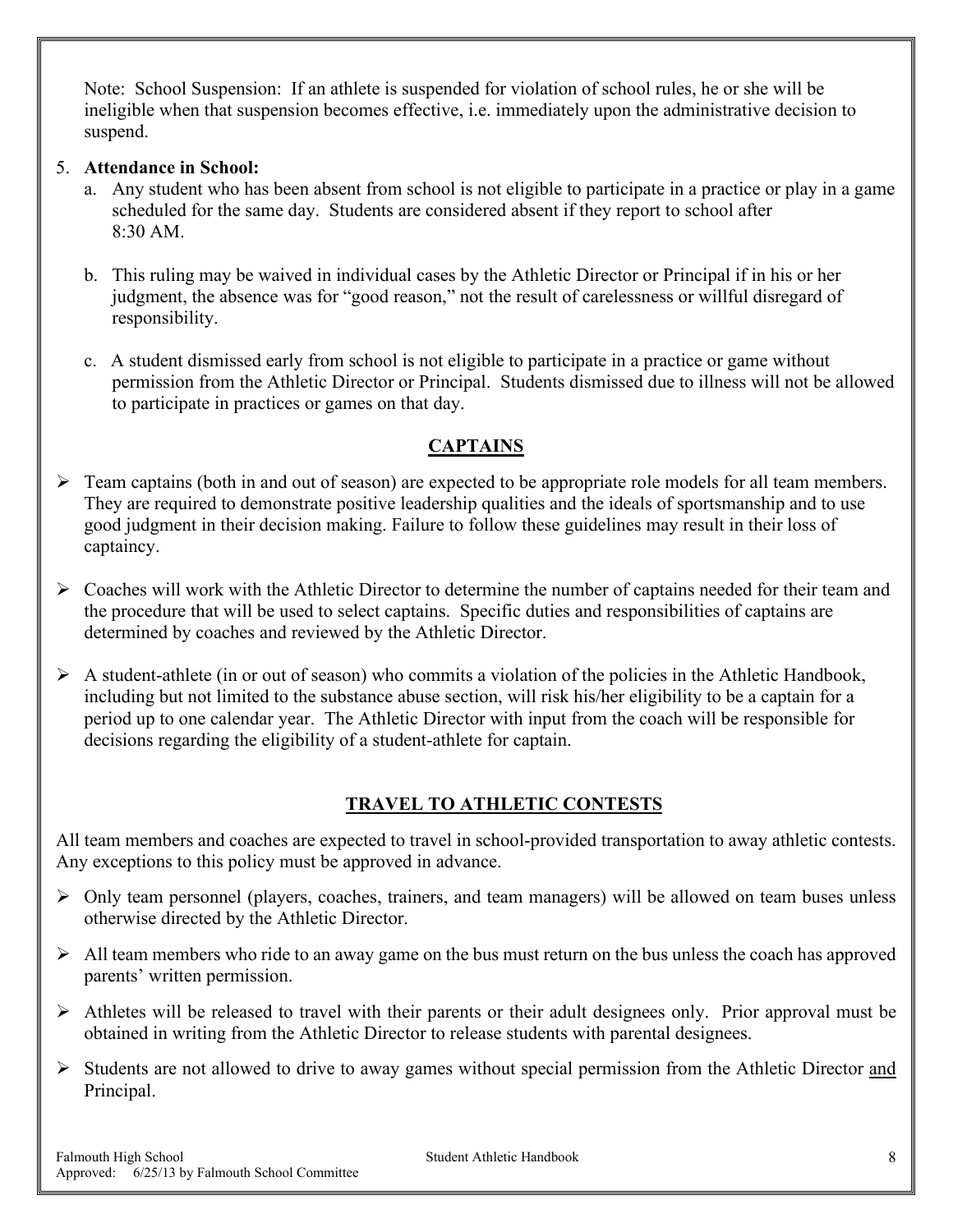Note: School Suspension: If an athlete is suspended for violation of school rules, he or she will be ineligible when that suspension becomes effective, i.e. immediately upon the administrative decision to suspend.

5. **Attendance in School:**
   a. Any student who has been absent from school is not eligible to participate in a practice or play in a game scheduled for the same day. Students are considered absent if they report to school after 8:30 AM.

   b. This ruling may be waived in individual cases by the Athletic Director or Principal if in his or her judgment, the absence was for "good reason," not the result of carelessness or willful disregard of responsibility.

   c. A student dismissed early from school is not eligible to participate in a practice or game without permission from the Athletic Director or Principal. Students dismissed due to illness will not be allowed to participate in practices or games on that day.

## CAPTAINS

- Team captains (both in and out of season) are expected to be appropriate role models for all team members. They are required to demonstrate positive leadership qualities and the ideals of sportsmanship and to use good judgment in their decision making. Failure to follow these guidelines may result in their loss of captaincy.

- Coaches will work with the Athletic Director to determine the number of captains needed for their team and the procedure that will be used to select captains. Specific duties and responsibilities of captains are determined by coaches and reviewed by the Athletic Director.

- A student-athlete (in or out of season) who commits a violation of the policies in the Athletic Handbook, including but not limited to the substance abuse section, will risk his/her eligibility to be a captain for a period up to one calendar year. The Athletic Director with input from the coach will be responsible for decisions regarding the eligibility of a student-athlete for captain.

## TRAVEL TO ATHLETIC CONTESTS

All team members and coaches are expected to travel in school-provided transportation to away athletic contests. Any exceptions to this policy must be approved in advance.

- Only team personnel (players, coaches, trainers, and team managers) will be allowed on team buses unless otherwise directed by the Athletic Director.

- All team members who ride to an away game on the bus must return on the bus unless the coach has approved parents' written permission.

- Athletes will be released to travel with their parents or their adult designees only. Prior approval must be obtained in writing from the Athletic Director to release students with parental designees.

- Students are not allowed to drive to away games without special permission from the Athletic Director <u>and</u> Principal.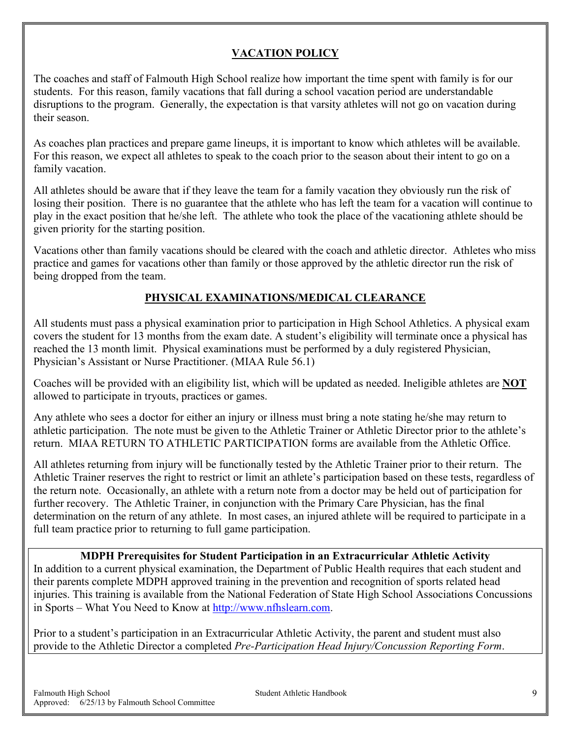## VACATION POLICY

The coaches and staff of Falmouth High School realize how important the time spent with family is for our students. For this reason, family vacations that fall during a school vacation period are understandable disruptions to the program. Generally, the expectation is that varsity athletes will not go on vacation during their season.

As coaches plan practices and prepare game lineups, it is important to know which athletes will be available. For this reason, we expect all athletes to speak to the coach prior to the season about their intent to go on a family vacation.

All athletes should be aware that if they leave the team for a family vacation they obviously run the risk of losing their position. There is no guarantee that the athlete who has left the team for a vacation will continue to play in the exact position that he/she left. The athlete who took the place of the vacationing athlete should be given priority for the starting position.

Vacations other than family vacations should be cleared with the coach and athletic director. Athletes who miss practice and games for vacations other than family or those approved by the athletic director run the risk of being dropped from the team.

## PHYSICAL EXAMINATIONS/MEDICAL CLEARANCE

All students must pass a physical examination prior to participation in High School Athletics. A physical exam covers the student for 13 months from the exam date. A student's eligibility will terminate once a physical has reached the 13 month limit. Physical examinations must be performed by a duly registered Physician, Physician's Assistant or Nurse Practitioner. (MIAA Rule 56.1)

Coaches will be provided with an eligibility list, which will be updated as needed. Ineligible athletes are **NOT** allowed to participate in tryouts, practices or games.

Any athlete who sees a doctor for either an injury or illness must bring a note stating he/she may return to athletic participation. The note must be given to the Athletic Trainer or Athletic Director prior to the athlete's return. MIAA RETURN TO ATHLETIC PARTICIPATION forms are available from the Athletic Office.

All athletes returning from injury will be functionally tested by the Athletic Trainer prior to their return. The Athletic Trainer reserves the right to restrict or limit an athlete's participation based on these tests, regardless of the return note. Occasionally, an athlete with a return note from a doctor may be held out of participation for further recovery. The Athletic Trainer, in conjunction with the Primary Care Physician, has the final determination on the return of any athlete. In most cases, an injured athlete will be required to participate in a full team practice prior to returning to full game participation.

**MDPH Prerequisites for Student Participation in an Extracurricular Athletic Activity**

In addition to a current physical examination, the Department of Public Health requires that each student and their parents complete MDPH approved training in the prevention and recognition of sports related head injuries. This training is available from the National Federation of State High School Associations Concussions in Sports – What You Need to Know at [http://www.nfhslearn.com](http://www.nfhslearn.com).

Prior to a student's participation in an Extracurricular Athletic Activity, the parent and student must also provide to the Athletic Director a completed *Pre-Participation Head Injury/Concussion Reporting Form*.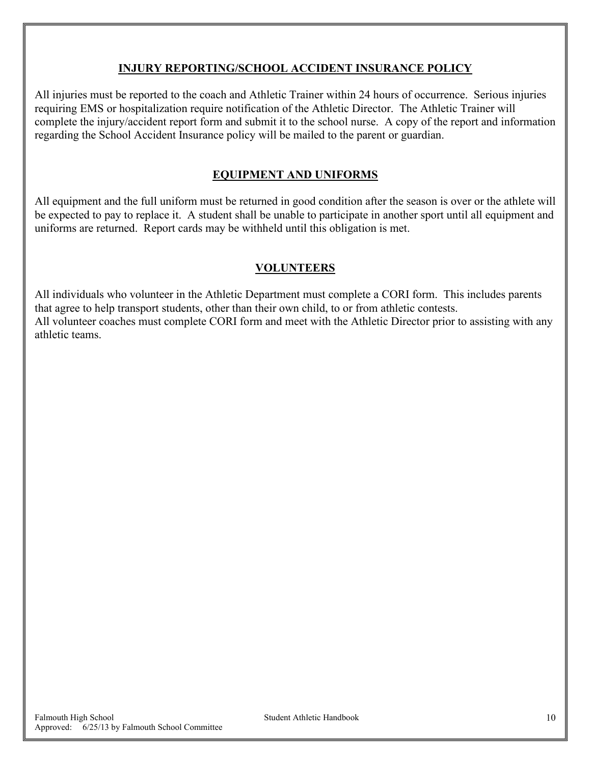## INJURY REPORTING/SCHOOL ACCIDENT INSURANCE POLICY

All injuries must be reported to the coach and Athletic Trainer within 24 hours of occurrence. Serious injuries requiring EMS or hospitalization require notification of the Athletic Director. The Athletic Trainer will complete the injury/accident report form and submit it to the school nurse. A copy of the report and information regarding the School Accident Insurance policy will be mailed to the parent or guardian.

## EQUIPMENT AND UNIFORMS

All equipment and the full uniform must be returned in good condition after the season is over or the athlete will be expected to pay to replace it. A student shall be unable to participate in another sport until all equipment and uniforms are returned. Report cards may be withheld until this obligation is met.

## VOLUNTEERS

All individuals who volunteer in the Athletic Department must complete a CORI form. This includes parents that agree to help transport students, other than their own child, to or from athletic contests.
All volunteer coaches must complete CORI form and meet with the Athletic Director prior to assisting with any athletic teams.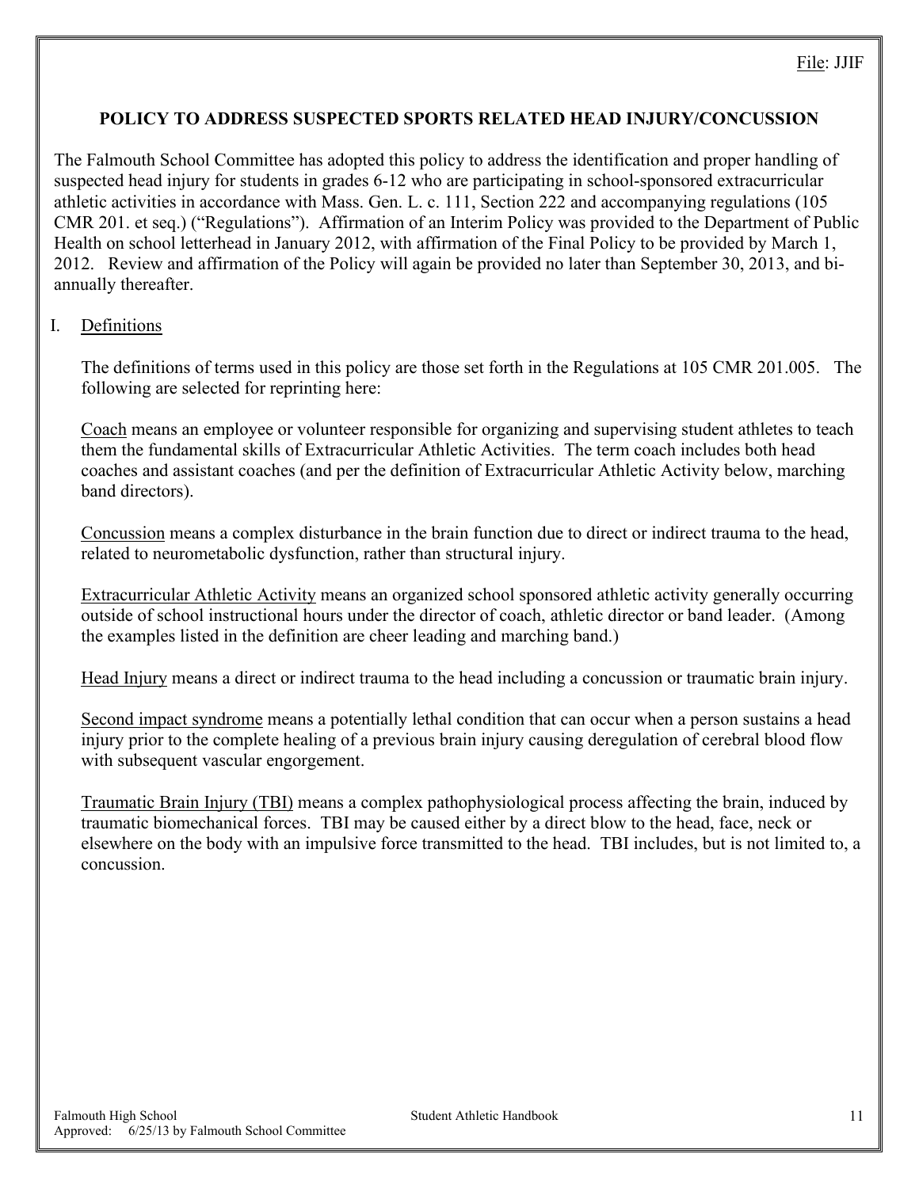File: JJIF

## POLICY TO ADDRESS SUSPECTED SPORTS RELATED HEAD INJURY/CONCUSSION

The Falmouth School Committee has adopted this policy to address the identification and proper handling of suspected head injury for students in grades 6-12 who are participating in school-sponsored extracurricular athletic activities in accordance with Mass. Gen. L. c. 111, Section 222 and accompanying regulations (105 CMR 201. et seq.) ("Regulations"). Affirmation of an Interim Policy was provided to the Department of Public Health on school letterhead in January 2012, with affirmation of the Final Policy to be provided by March 1, 2012. Review and affirmation of the Policy will again be provided no later than September 30, 2013, and bi-annually thereafter.

I. Definitions

The definitions of terms used in this policy are those set forth in the Regulations at 105 CMR 201.005. The following are selected for reprinting here:

Coach means an employee or volunteer responsible for organizing and supervising student athletes to teach them the fundamental skills of Extracurricular Athletic Activities. The term coach includes both head coaches and assistant coaches (and per the definition of Extracurricular Athletic Activity below, marching band directors).

Concussion means a complex disturbance in the brain function due to direct or indirect trauma to the head, related to neurometabolic dysfunction, rather than structural injury.

Extracurricular Athletic Activity means an organized school sponsored athletic activity generally occurring outside of school instructional hours under the director of coach, athletic director or band leader. (Among the examples listed in the definition are cheer leading and marching band.)

Head Injury means a direct or indirect trauma to the head including a concussion or traumatic brain injury.

Second impact syndrome means a potentially lethal condition that can occur when a person sustains a head injury prior to the complete healing of a previous brain injury causing deregulation of cerebral blood flow with subsequent vascular engorgement.

Traumatic Brain Injury (TBI) means a complex pathophysiological process affecting the brain, induced by traumatic biomechanical forces. TBI may be caused either by a direct blow to the head, face, neck or elsewhere on the body with an impulsive force transmitted to the head. TBI includes, but is not limited to, a concussion.

Approved: 6/25/13 by Falmouth School Committee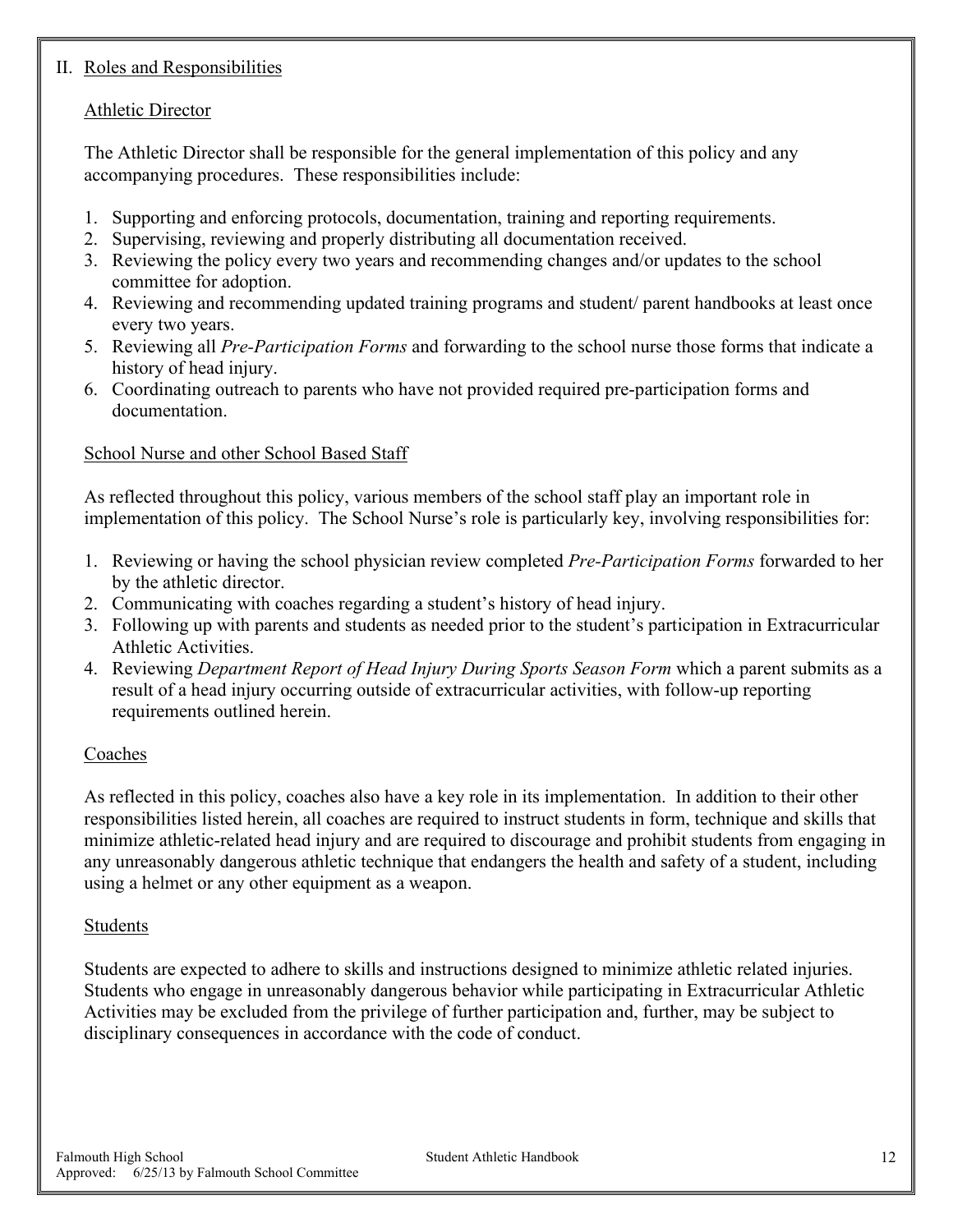## II. Roles and Responsibilities

### Athletic Director

The Athletic Director shall be responsible for the general implementation of this policy and any accompanying procedures. These responsibilities include:

1. Supporting and enforcing protocols, documentation, training and reporting requirements.
2. Supervising, reviewing and properly distributing all documentation received.
3. Reviewing the policy every two years and recommending changes and/or updates to the school committee for adoption.
4. Reviewing and recommending updated training programs and student/ parent handbooks at least once every two years.
5. Reviewing all *Pre-Participation Forms* and forwarding to the school nurse those forms that indicate a history of head injury.
6. Coordinating outreach to parents who have not provided required pre-participation forms and documentation.

### School Nurse and other School Based Staff

As reflected throughout this policy, various members of the school staff play an important role in implementation of this policy. The School Nurse's role is particularly key, involving responsibilities for:

1. Reviewing or having the school physician review completed *Pre-Participation Forms* forwarded to her by the athletic director.
2. Communicating with coaches regarding a student's history of head injury.
3. Following up with parents and students as needed prior to the student's participation in Extracurricular Athletic Activities.
4. Reviewing *Department Report of Head Injury During Sports Season Form* which a parent submits as a result of a head injury occurring outside of extracurricular activities, with follow-up reporting requirements outlined herein.

### Coaches

As reflected in this policy, coaches also have a key role in its implementation. In addition to their other responsibilities listed herein, all coaches are required to instruct students in form, technique and skills that minimize athletic-related head injury and are required to discourage and prohibit students from engaging in any unreasonably dangerous athletic technique that endangers the health and safety of a student, including using a helmet or any other equipment as a weapon.

### Students

Students are expected to adhere to skills and instructions designed to minimize athletic related injuries. Students who engage in unreasonably dangerous behavior while participating in Extracurricular Athletic Activities may be excluded from the privilege of further participation and, further, may be subject to disciplinary consequences in accordance with the code of conduct.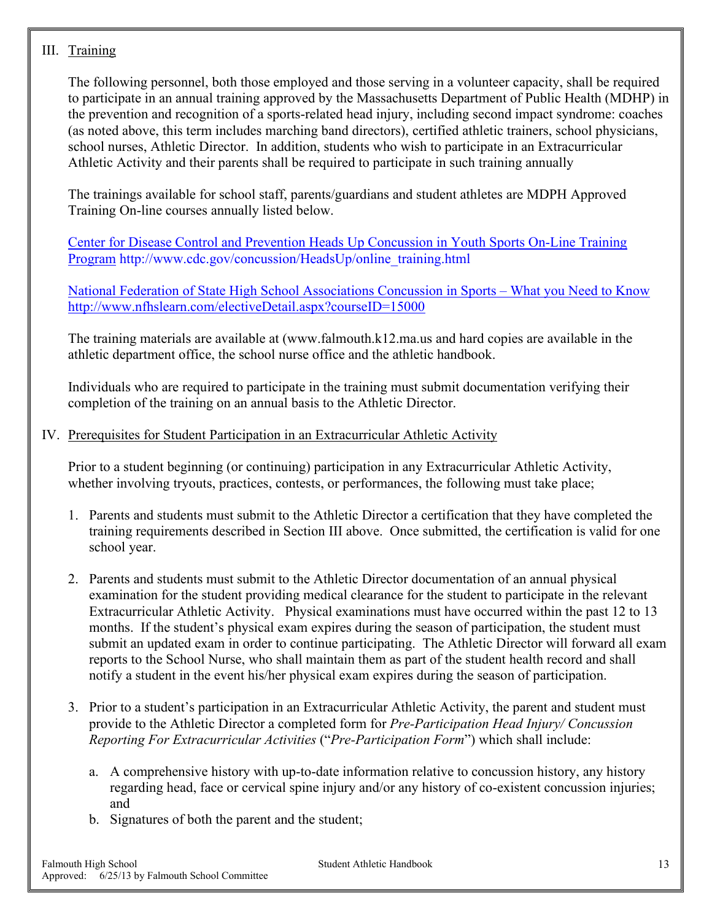## III. Training

The following personnel, both those employed and those serving in a volunteer capacity, shall be required to participate in an annual training approved by the Massachusetts Department of Public Health (MDHP) in the prevention and recognition of a sports-related head injury, including second impact syndrome: coaches (as noted above, this term includes marching band directors), certified athletic trainers, school physicians, school nurses, Athletic Director. In addition, students who wish to participate in an Extracurricular Athletic Activity and their parents shall be required to participate in such training annually

The trainings available for school staff, parents/guardians and student athletes are MDPH Approved Training On-line courses annually listed below.

[Center for Disease Control and Prevention Heads Up Concussion in Youth Sports On-Line Training Program](http://www.cdc.gov/concussion/HeadsUp/online_training.html) http://www.cdc.gov/concussion/HeadsUp/online_training.html

[National Federation of State High School Associations Concussion in Sports – What you Need to Know](http://www.nfhslearn.com/electiveDetail.aspx?courseID=15000) [http://www.nfhslearn.com/electiveDetail.aspx?courseID=15000](http://www.nfhslearn.com/electiveDetail.aspx?courseID=15000)

The training materials are available at (www.falmouth.k12.ma.us and hard copies are available in the athletic department office, the school nurse office and the athletic handbook.

Individuals who are required to participate in the training must submit documentation verifying their completion of the training on an annual basis to the Athletic Director.

## IV. Prerequisites for Student Participation in an Extracurricular Athletic Activity

Prior to a student beginning (or continuing) participation in any Extracurricular Athletic Activity, whether involving tryouts, practices, contests, or performances, the following must take place;

1. Parents and students must submit to the Athletic Director a certification that they have completed the training requirements described in Section III above. Once submitted, the certification is valid for one school year.

2. Parents and students must submit to the Athletic Director documentation of an annual physical examination for the student providing medical clearance for the student to participate in the relevant Extracurricular Athletic Activity. Physical examinations must have occurred within the past 12 to 13 months. If the student's physical exam expires during the season of participation, the student must submit an updated exam in order to continue participating. The Athletic Director will forward all exam reports to the School Nurse, who shall maintain them as part of the student health record and shall notify a student in the event his/her physical exam expires during the season of participation.

3. Prior to a student's participation in an Extracurricular Athletic Activity, the parent and student must provide to the Athletic Director a completed form for *Pre-Participation Head Injury/ Concussion Reporting For Extracurricular Activities* ("*Pre-Participation Form*") which shall include:

   a. A comprehensive history with up-to-date information relative to concussion history, any history regarding head, face or cervical spine injury and/or any history of co-existent concussion injuries; and
   b. Signatures of both the parent and the student;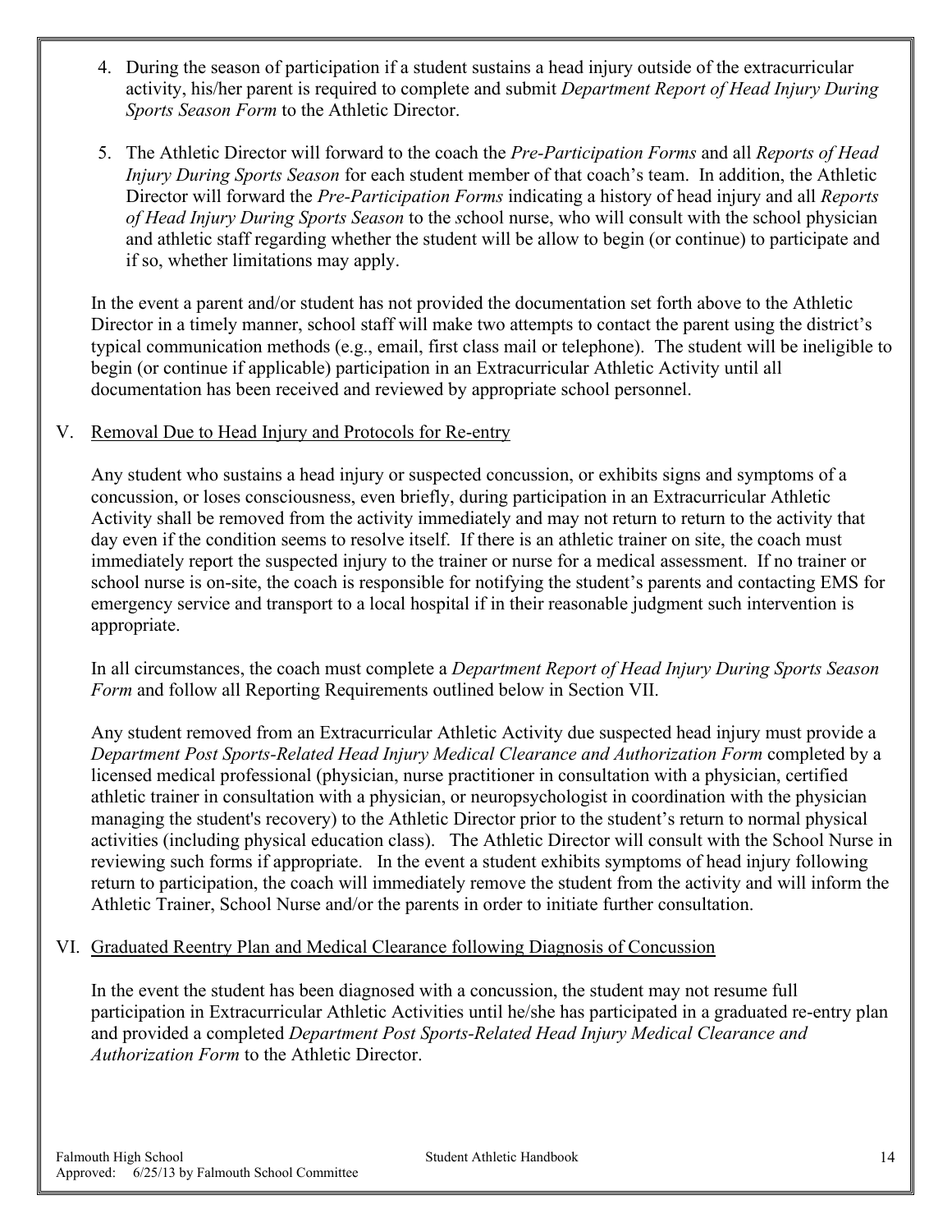4. During the season of participation if a student sustains a head injury outside of the extracurricular activity, his/her parent is required to complete and submit *Department Report of Head Injury During Sports Season Form* to the Athletic Director.

5. The Athletic Director will forward to the coach the *Pre-Participation Forms* and all *Reports of Head Injury During Sports Season* for each student member of that coach's team. In addition, the Athletic Director will forward the *Pre-Participation Forms* indicating a history of head injury and all *Reports of Head Injury During Sports Season* to the *s*chool nurse, who will consult with the school physician and athletic staff regarding whether the student will be allow to begin (or continue) to participate and if so, whether limitations may apply.

In the event a parent and/or student has not provided the documentation set forth above to the Athletic Director in a timely manner, school staff will make two attempts to contact the parent using the district's typical communication methods (e.g., email, first class mail or telephone). The student will be ineligible to begin (or continue if applicable) participation in an Extracurricular Athletic Activity until all documentation has been received and reviewed by appropriate school personnel.

## V. Removal Due to Head Injury and Protocols for Re-entry

Any student who sustains a head injury or suspected concussion, or exhibits signs and symptoms of a concussion, or loses consciousness, even briefly, during participation in an Extracurricular Athletic Activity shall be removed from the activity immediately and may not return to return to the activity that day even if the condition seems to resolve itself. If there is an athletic trainer on site, the coach must immediately report the suspected injury to the trainer or nurse for a medical assessment. If no trainer or school nurse is on-site, the coach is responsible for notifying the student's parents and contacting EMS for emergency service and transport to a local hospital if in their reasonable judgment such intervention is appropriate.

In all circumstances, the coach must complete a *Department Report of Head Injury During Sports Season Form* and follow all Reporting Requirements outlined below in Section VII.

Any student removed from an Extracurricular Athletic Activity due suspected head injury must provide a *Department Post Sports-Related Head Injury Medical Clearance and Authorization Form* completed by a licensed medical professional (physician, nurse practitioner in consultation with a physician, certified athletic trainer in consultation with a physician, or neuropsychologist in coordination with the physician managing the student's recovery) to the Athletic Director prior to the student's return to normal physical activities (including physical education class). The Athletic Director will consult with the School Nurse in reviewing such forms if appropriate. In the event a student exhibits symptoms of head injury following return to participation, the coach will immediately remove the student from the activity and will inform the Athletic Trainer, School Nurse and/or the parents in order to initiate further consultation.

## VI. Graduated Reentry Plan and Medical Clearance following Diagnosis of Concussion

In the event the student has been diagnosed with a concussion, the student may not resume full participation in Extracurricular Athletic Activities until he/she has participated in a graduated re-entry plan and provided a completed *Department Post Sports-Related Head Injury Medical Clearance and Authorization Form* to the Athletic Director.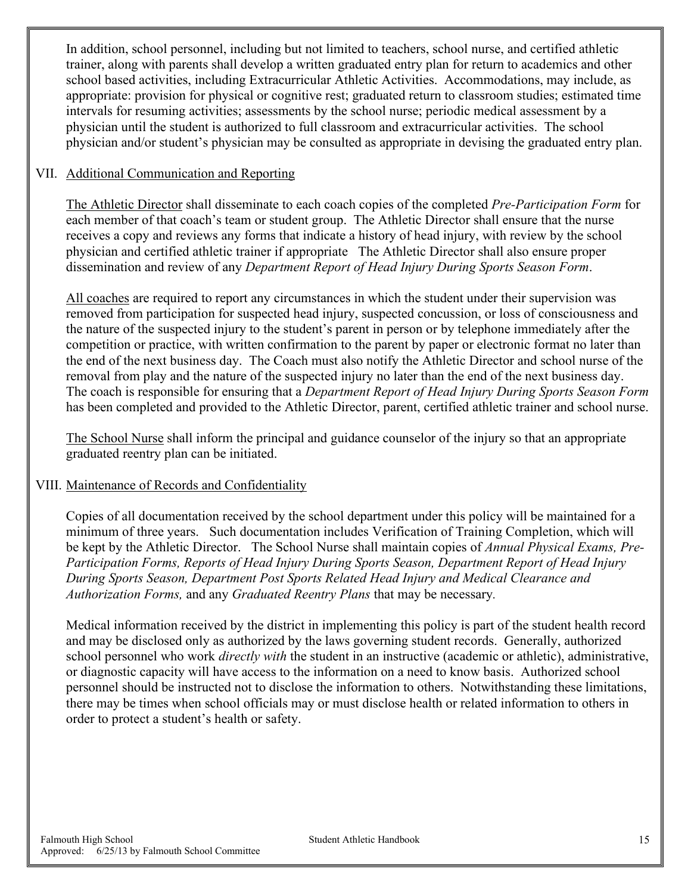In addition, school personnel, including but not limited to teachers, school nurse, and certified athletic trainer, along with parents shall develop a written graduated entry plan for return to academics and other school based activities, including Extracurricular Athletic Activities. Accommodations, may include, as appropriate: provision for physical or cognitive rest; graduated return to classroom studies; estimated time intervals for resuming activities; assessments by the school nurse; periodic medical assessment by a physician until the student is authorized to full classroom and extracurricular activities. The school physician and/or student's physician may be consulted as appropriate in devising the graduated entry plan.

## VII. Additional Communication and Reporting

The Athletic Director shall disseminate to each coach copies of the completed *Pre-Participation Form* for each member of that coach's team or student group. The Athletic Director shall ensure that the nurse receives a copy and reviews any forms that indicate a history of head injury, with review by the school physician and certified athletic trainer if appropriate The Athletic Director shall also ensure proper dissemination and review of any *Department Report of Head Injury During Sports Season Form*.

All coaches are required to report any circumstances in which the student under their supervision was removed from participation for suspected head injury, suspected concussion, or loss of consciousness and the nature of the suspected injury to the student's parent in person or by telephone immediately after the competition or practice, with written confirmation to the parent by paper or electronic format no later than the end of the next business day. The Coach must also notify the Athletic Director and school nurse of the removal from play and the nature of the suspected injury no later than the end of the next business day. The coach is responsible for ensuring that a *Department Report of Head Injury During Sports Season Form* has been completed and provided to the Athletic Director, parent, certified athletic trainer and school nurse.

The School Nurse shall inform the principal and guidance counselor of the injury so that an appropriate graduated reentry plan can be initiated.

## VIII. Maintenance of Records and Confidentiality

Copies of all documentation received by the school department under this policy will be maintained for a minimum of three years. Such documentation includes Verification of Training Completion, which will be kept by the Athletic Director. The School Nurse shall maintain copies of *Annual Physical Exams, Pre-Participation Forms, Reports of Head Injury During Sports Season, Department Report of Head Injury During Sports Season, Department Post Sports Related Head Injury and Medical Clearance and Authorization Forms,* and any *Graduated Reentry Plans* that may be necessary.

Medical information received by the district in implementing this policy is part of the student health record and may be disclosed only as authorized by the laws governing student records. Generally, authorized school personnel who work *directly with* the student in an instructive (academic or athletic), administrative, or diagnostic capacity will have access to the information on a need to know basis. Authorized school personnel should be instructed not to disclose the information to others. Notwithstanding these limitations, there may be times when school officials may or must disclose health or related information to others in order to protect a student's health or safety.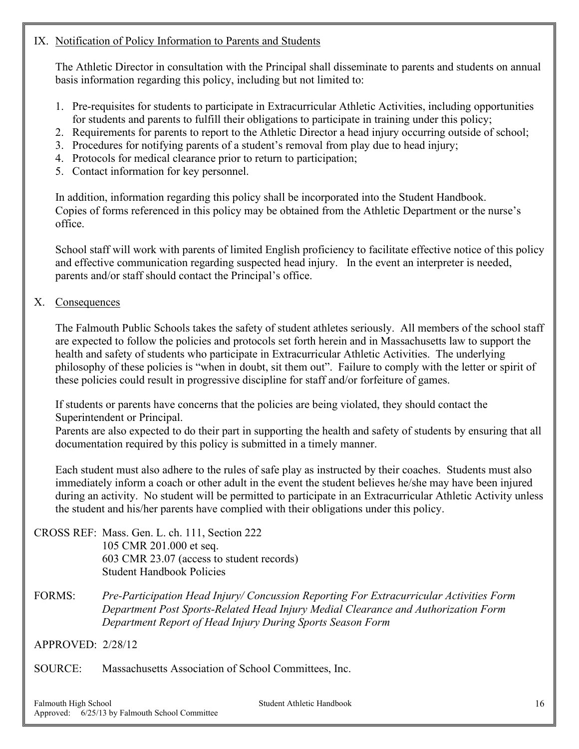## IX. Notification of Policy Information to Parents and Students

The Athletic Director in consultation with the Principal shall disseminate to parents and students on annual basis information regarding this policy, including but not limited to:

1. Pre-requisites for students to participate in Extracurricular Athletic Activities, including opportunities for students and parents to fulfill their obligations to participate in training under this policy;
2. Requirements for parents to report to the Athletic Director a head injury occurring outside of school;
3. Procedures for notifying parents of a student's removal from play due to head injury;
4. Protocols for medical clearance prior to return to participation;
5. Contact information for key personnel.

In addition, information regarding this policy shall be incorporated into the Student Handbook. Copies of forms referenced in this policy may be obtained from the Athletic Department or the nurse's office.

School staff will work with parents of limited English proficiency to facilitate effective notice of this policy and effective communication regarding suspected head injury. In the event an interpreter is needed, parents and/or staff should contact the Principal's office.

## X. Consequences

The Falmouth Public Schools takes the safety of student athletes seriously. All members of the school staff are expected to follow the policies and protocols set forth herein and in Massachusetts law to support the health and safety of students who participate in Extracurricular Athletic Activities. The underlying philosophy of these policies is "when in doubt, sit them out". Failure to comply with the letter or spirit of these policies could result in progressive discipline for staff and/or forfeiture of games.

If students or parents have concerns that the policies are being violated, they should contact the Superintendent or Principal.

Parents are also expected to do their part in supporting the health and safety of students by ensuring that all documentation required by this policy is submitted in a timely manner.

Each student must also adhere to the rules of safe play as instructed by their coaches. Students must also immediately inform a coach or other adult in the event the student believes he/she may have been injured during an activity. No student will be permitted to participate in an Extracurricular Athletic Activity unless the student and his/her parents have complied with their obligations under this policy.

CROSS REF: Mass. Gen. L. ch. 111, Section 222
105 CMR 201.000 et seq.
603 CMR 23.07 (access to student records)
Student Handbook Policies

FORMS: *Pre-Participation Head Injury/ Concussion Reporting For Extracurricular Activities Form*
*Department Post Sports-Related Head Injury Medial Clearance and Authorization Form*
*Department Report of Head Injury During Sports Season Form*

APPROVED: 2/28/12

SOURCE: Massachusetts Association of School Committees, Inc.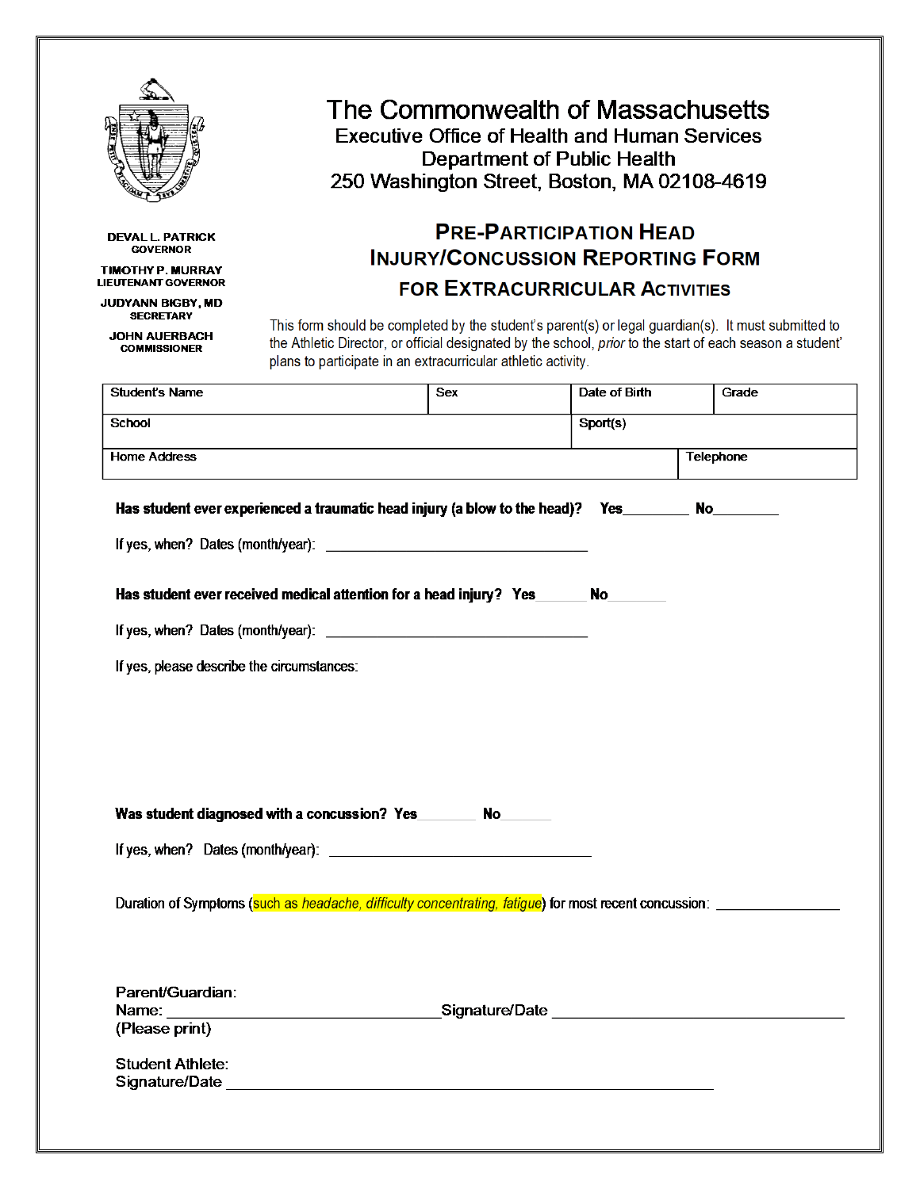# The Commonwealth of Massachusetts

Executive Office of Health and Human Services
Department of Public Health
250 Washington Street, Boston, MA 02108-4619

**DEVAL L. PATRICK**
GOVERNOR

**TIMOTHY P. MURRAY**
LIEUTENANT GOVERNOR

**JUDYANN BIGBY, MD**
SECRETARY

**JOHN AUERBACH**
COMMISSIONER

## PRE-PARTICIPATION HEAD INJURY/CONCUSSION REPORTING FORM FOR EXTRACURRICULAR ACTIVITIES

This form should be completed by the student's parent(s) or legal guardian(s). It must submitted to the Athletic Director, or official designated by the school, *prior* to the start of each season a student' plans to participate in an extracurricular athletic activity.

| Student's Name | Sex | Date of Birth | Grade |
|---|---|---|---|
| School | | Sport(s) | |
| Home Address | | | Telephone |

**Has student ever experienced a traumatic head injury (a blow to the head)? Yes________ No________**

If yes, when? Dates (month/year): ________________________________

**Has student ever received medical attention for a head injury? Yes_______ No_______**

If yes, when? Dates (month/year): ________________________________

If yes, please describe the circumstances:

**Was student diagnosed with a concussion? Yes_______ No_______**

If yes, when? Dates (month/year): ________________________________

Duration of Symptoms (such as *headache, difficulty concentrating, fatigue*) for most recent concussion: _______________

Parent/Guardian:
Name: ______________________________ Signature/Date ________________________________
(Please print)

Student Athlete:
Signature/Date ____________________________________________________________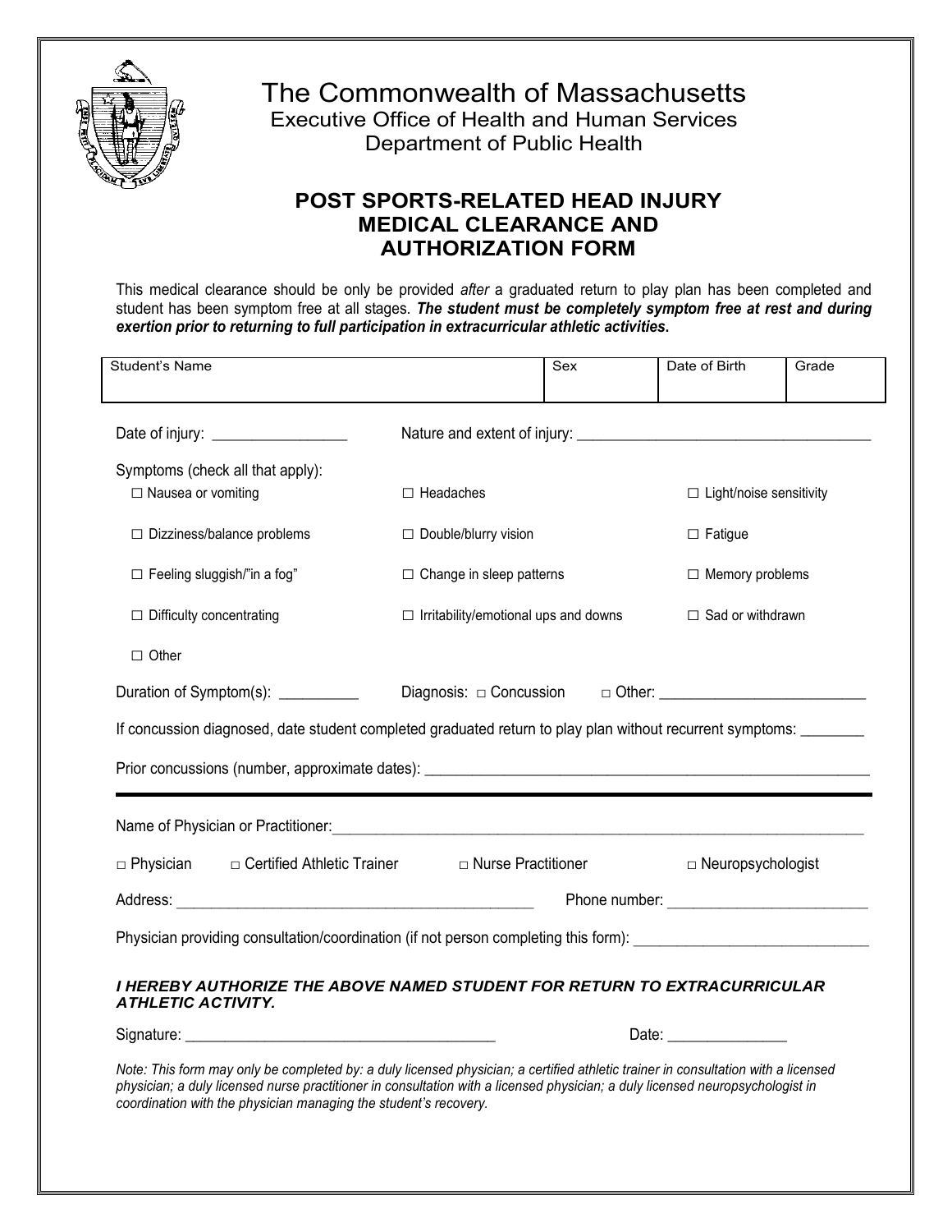# The Commonwealth of Massachusetts

Executive Office of Health and Human Services
Department of Public Health

## POST SPORTS-RELATED HEAD INJURY MEDICAL CLEARANCE AND AUTHORIZATION FORM

This medical clearance should be only be provided *after* a graduated return to play plan has been completed and student has been symptom free at all stages. ***The student must be completely symptom free at rest and during exertion prior to returning to full participation in extracurricular athletic activities*.**

| Student's Name | Sex | Date of Birth | Grade |
|---|---|---|---|
| | | | |

Date of injury: _________________ Nature and extent of injury: _______________________________________

Symptoms (check all that apply):

- ☐ Nausea or vomiting
- ☐ Headaches
- ☐ Light/noise sensitivity
- ☐ Dizziness/balance problems
- ☐ Double/blurry vision
- ☐ Fatigue
- ☐ Feeling sluggish/"in a fog"
- ☐ Change in sleep patterns
- ☐ Memory problems
- ☐ Difficulty concentrating
- ☐ Irritability/emotional ups and downs
- ☐ Sad or withdrawn
- ☐ Other

Duration of Symptom(s): __________ Diagnosis: □ Concussion □ Other: _________________________

If concussion diagnosed, date student completed graduated return to play plan without recurrent symptoms: ________

Prior concussions (number, approximate dates): _________________________________________________________

---

Name of Physician or Practitioner: _____________________________________________________________________

□ Physician □ Certified Athletic Trainer □ Nurse Practitioner □ Neuropsychologist

Address: _______________________________________________ Phone number: _________________________

Physician providing consultation/coordination (if not person completing this form): _____________________________

***I HEREBY AUTHORIZE THE ABOVE NAMED STUDENT FOR RETURN TO EXTRACURRICULAR ATHLETIC ACTIVITY.***

Signature: _______________________________________ Date: _______________

*Note: This form may only be completed by: a duly licensed physician; a certified athletic trainer in consultation with a licensed physician; a duly licensed nurse practitioner in consultation with a licensed physician; a duly licensed neuropsychologist in coordination with the physician managing the student's recovery.*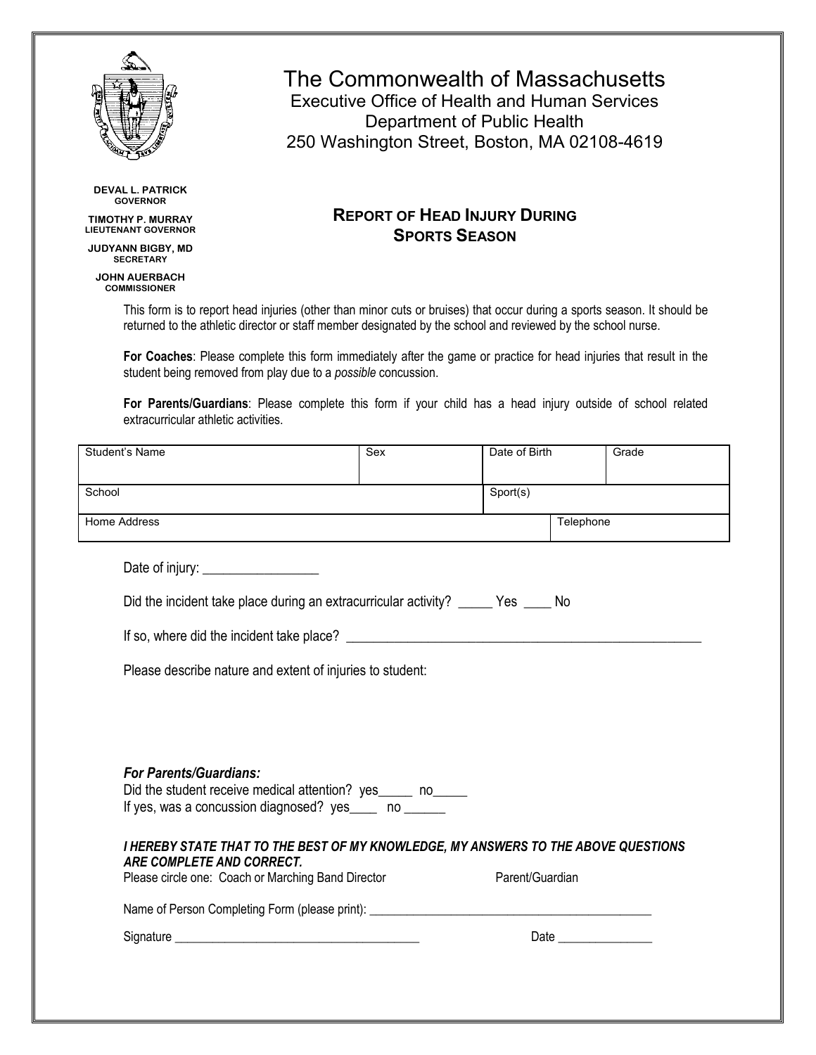# The Commonwealth of Massachusetts

Executive Office of Health and Human Services
Department of Public Health
250 Washington Street, Boston, MA 02108-4619

**DEVAL L. PATRICK**
**GOVERNOR**

**TIMOTHY P. MURRAY**
**LIEUTENANT GOVERNOR**

**JUDYANN BIGBY, MD**
**SECRETARY**

**JOHN AUERBACH**
**COMMISSIONER**

## REPORT OF HEAD INJURY DURING SPORTS SEASON

This form is to report head injuries (other than minor cuts or bruises) that occur during a sports season. It should be returned to the athletic director or staff member designated by the school and reviewed by the school nurse.

**For Coaches**: Please complete this form immediately after the game or practice for head injuries that result in the student being removed from play due to a *possible* concussion.

**For Parents/Guardians**: Please complete this form if your child has a head injury outside of school related extracurricular athletic activities.

| Student's Name | Sex | Date of Birth | Grade |
|---|---|---|---|
| School | | Sport(s) | |
| Home Address | | | Telephone |

Date of injury: _________________

Did the incident take place during an extracurricular activity? _____ Yes ____ No

If so, where did the incident take place? ______________________________________________________

Please describe nature and extent of injuries to student:

***For Parents/Guardians:***

Did the student receive medical attention? yes_____ no_____

If yes, was a concussion diagnosed? yes____ no ______

***I HEREBY STATE THAT TO THE BEST OF MY KNOWLEDGE, MY ANSWERS TO THE ABOVE QUESTIONS ARE COMPLETE AND CORRECT.***

Please circle one: Coach or Marching Band Director     Parent/Guardian

Name of Person Completing Form (please print): ____________________________________________

Signature ______________________________________     Date ______________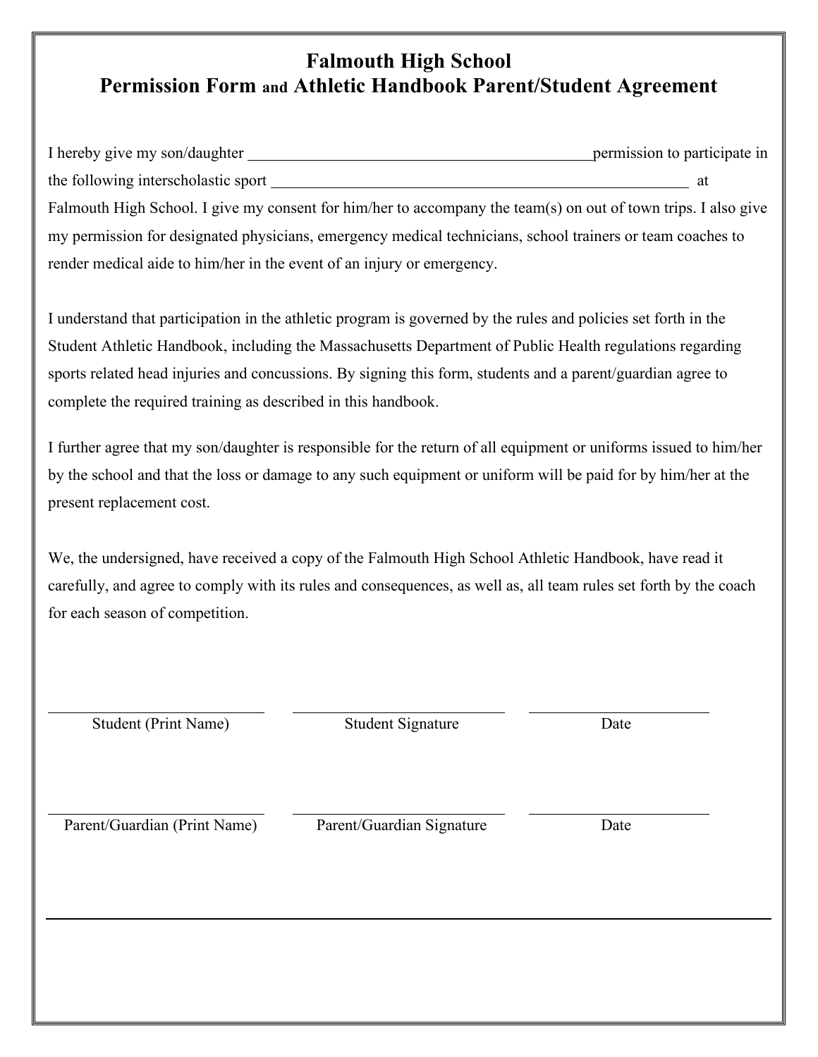# Falmouth High School
## Permission Form and Athletic Handbook Parent/Student Agreement

I hereby give my son/daughter ______________________________________________ permission to participate in the following interscholastic sport ________________________________________________________ at Falmouth High School. I give my consent for him/her to accompany the team(s) on out of town trips. I also give my permission for designated physicians, emergency medical technicians, school trainers or team coaches to render medical aide to him/her in the event of an injury or emergency.

I understand that participation in the athletic program is governed by the rules and policies set forth in the Student Athletic Handbook, including the Massachusetts Department of Public Health regulations regarding sports related head injuries and concussions. By signing this form, students and a parent/guardian agree to complete the required training as described in this handbook.

I further agree that my son/daughter is responsible for the return of all equipment or uniforms issued to him/her by the school and that the loss or damage to any such equipment or uniform will be paid for by him/her at the present replacement cost.

We, the undersigned, have received a copy of the Falmouth High School Athletic Handbook, have read it carefully, and agree to comply with its rules and consequences, as well as, all team rules set forth by the coach for each season of competition.

| ____________________________ | ____________________________ | ______________________ |
|---|---|---|
| Student (Print Name) | Student Signature | Date |

| ____________________________ | ____________________________ | ______________________ |
|---|---|---|
| Parent/Guardian (Print Name) | Parent/Guardian Signature | Date |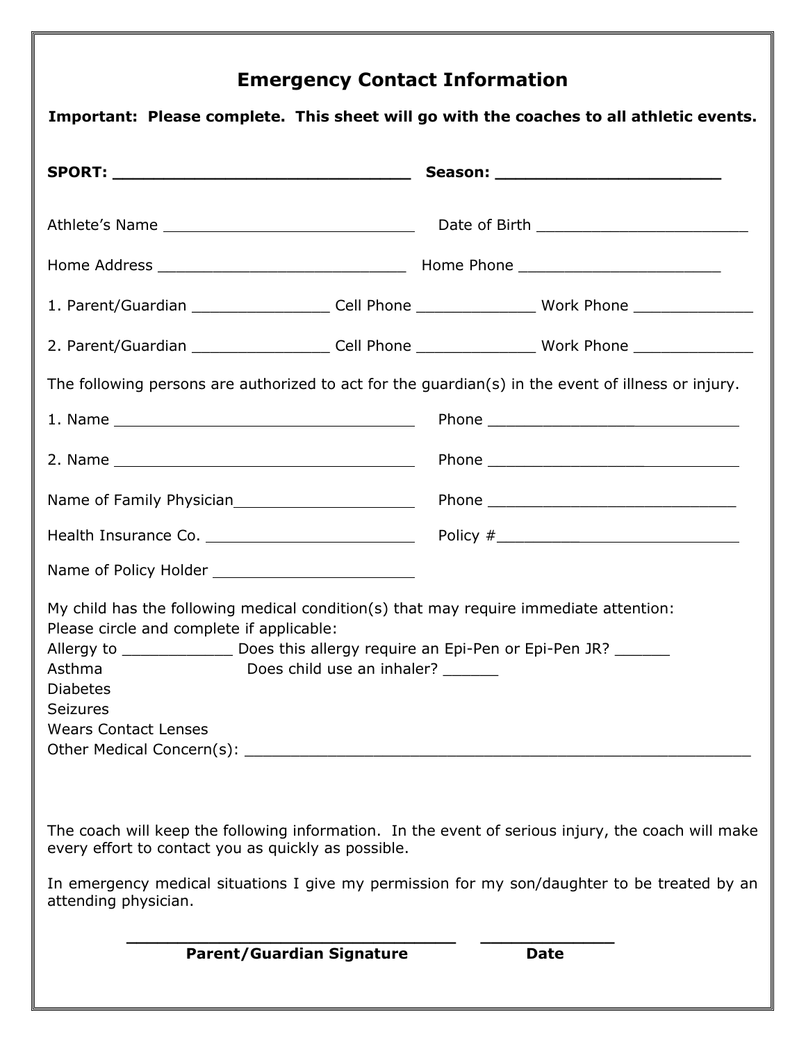# Emergency Contact Information

**Important: Please complete. This sheet will go with the coaches to all athletic events.**

**SPORT:** ______________________________ **Season:** ______________________

Athlete's Name ____________________________ Date of Birth ______________________

Home Address ___________________________ Home Phone ______________________

1. Parent/Guardian _______________ Cell Phone _____________ Work Phone _____________

2. Parent/Guardian _______________ Cell Phone _____________ Work Phone _____________

The following persons are authorized to act for the guardian(s) in the event of illness or injury.

1. Name __________________________________ Phone ____________________________

2. Name __________________________________ Phone ____________________________

Name of Family Physician____________________ Phone ____________________________

Health Insurance Co. ________________________ Policy #__________________________

Name of Policy Holder ______________________

My child has the following medical condition(s) that may require immediate attention:
Please circle and complete if applicable:

Allergy to ____________ Does this allergy require an Epi-Pen or Epi-Pen JR? ______
Asthma Does child use an inhaler? ______
Diabetes
Seizures
Wears Contact Lenses
Other Medical Concern(s): ________________________________________________________

The coach will keep the following information. In the event of serious injury, the coach will make every effort to contact you as quickly as possible.

In emergency medical situations I give my permission for my son/daughter to be treated by an attending physician.

__________________________________ ______________
**Parent/Guardian Signature** **Date**